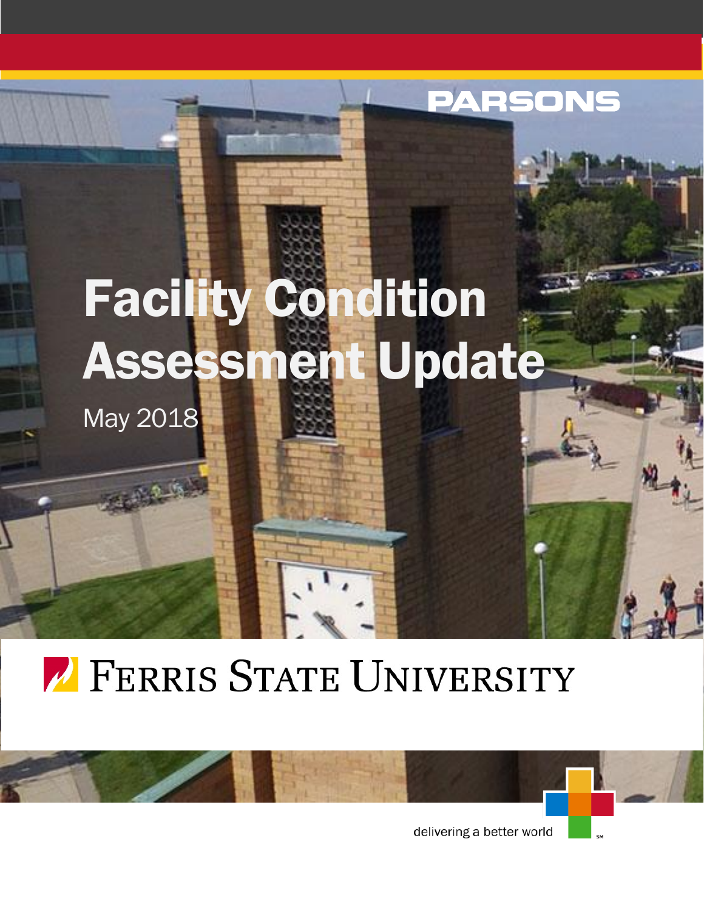PARSONS

# Facility Condition Assessment Update

May 2018

FERRIS STATE UNIVERSITY

delivering a better world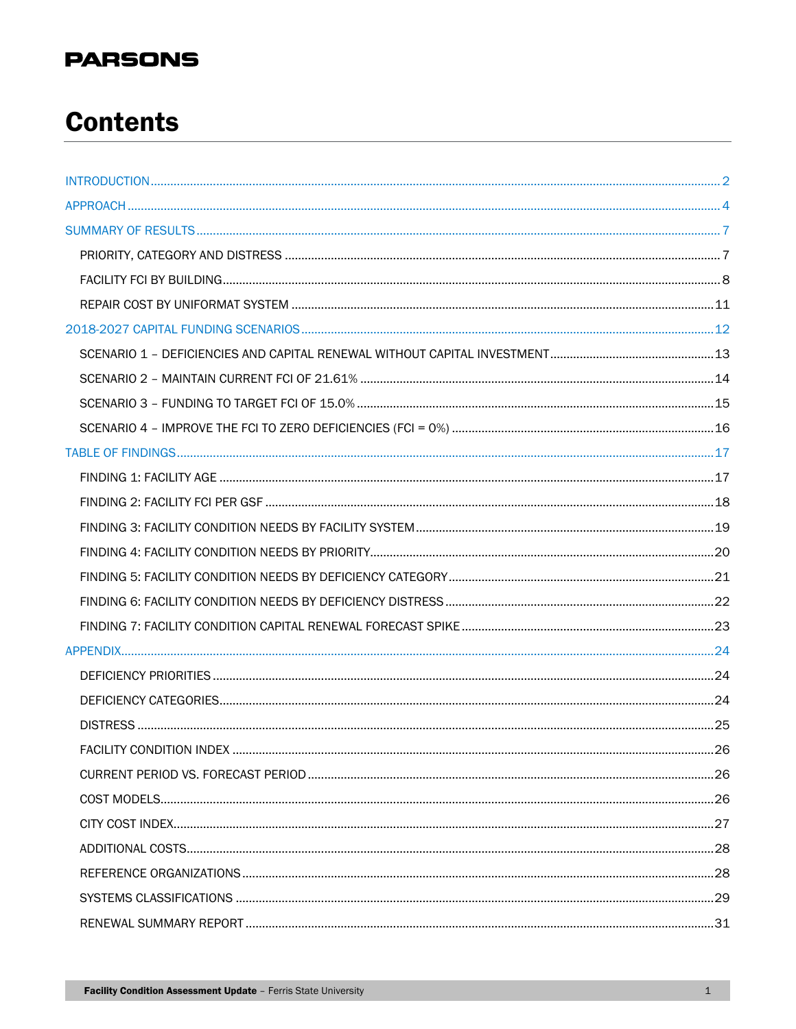**PARSONS**

# Contents

- INTRODUCTION ..... 2
- APPROACH ..... 4
- SUMMARY OF RESULTS ..... 7
  - PRIORITY, CATEGORY AND DISTRESS ..... 7
  - FACILITY FCI BY BUILDING ..... 8
  - REPAIR COST BY UNIFORMAT SYSTEM ..... 11
- 2018-2027 CAPITAL FUNDING SCENARIOS ..... 12
  - SCENARIO 1 – DEFICIENCIES AND CAPITAL RENEWAL WITHOUT CAPITAL INVESTMENT ..... 13
  - SCENARIO 2 – MAINTAIN CURRENT FCI OF 21.61% ..... 14
  - SCENARIO 3 – FUNDING TO TARGET FCI OF 15.0% ..... 15
  - SCENARIO 4 – IMPROVE THE FCI TO ZERO DEFICIENCIES (FCI = 0%) ..... 16
- TABLE OF FINDINGS ..... 17
  - FINDING 1: FACILITY AGE ..... 17
  - FINDING 2: FACILITY FCI PER GSF ..... 18
  - FINDING 3: FACILITY CONDITION NEEDS BY FACILITY SYSTEM ..... 19
  - FINDING 4: FACILITY CONDITION NEEDS BY PRIORITY ..... 20
  - FINDING 5: FACILITY CONDITION NEEDS BY DEFICIENCY CATEGORY ..... 21
  - FINDING 6: FACILITY CONDITION NEEDS BY DEFICIENCY DISTRESS ..... 22
  - FINDING 7: FACILITY CONDITION CAPITAL RENEWAL FORECAST SPIKE ..... 23
- APPENDIX ..... 24
  - DEFICIENCY PRIORITIES ..... 24
  - DEFICIENCY CATEGORIES ..... 24
  - DISTRESS ..... 25
  - FACILITY CONDITION INDEX ..... 26
  - CURRENT PERIOD VS. FORECAST PERIOD ..... 26
  - COST MODELS ..... 26
  - CITY COST INDEX ..... 27
  - ADDITIONAL COSTS ..... 28
  - REFERENCE ORGANIZATIONS ..... 28
  - SYSTEMS CLASSIFICATIONS ..... 29
  - RENEWAL SUMMARY REPORT ..... 31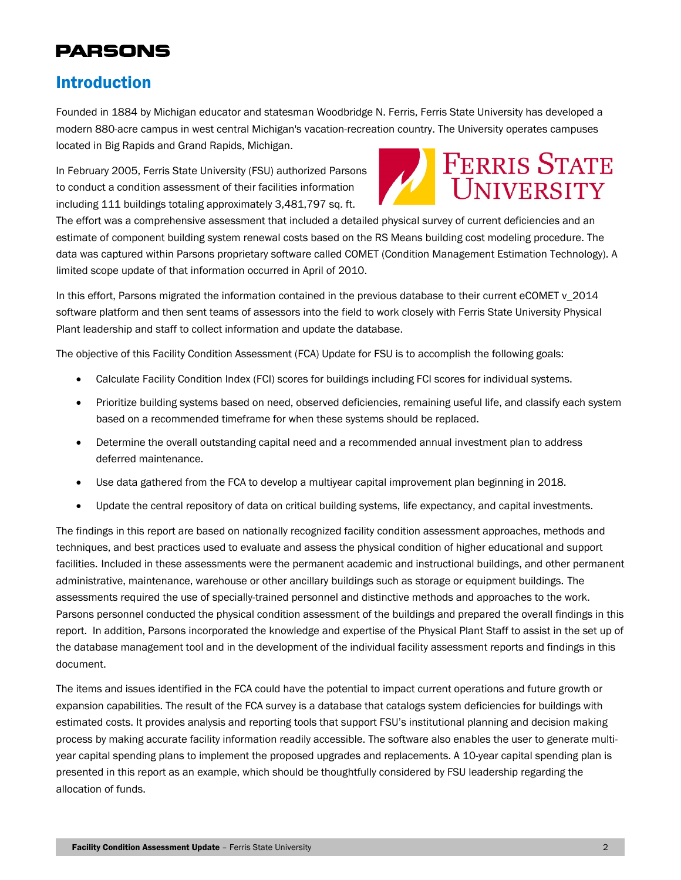## Introduction

Founded in 1884 by Michigan educator and statesman Woodbridge N. Ferris, Ferris State University has developed a modern 880-acre campus in west central Michigan's vacation-recreation country. The University operates campuses located in Big Rapids and Grand Rapids, Michigan.

In February 2005, Ferris State University (FSU) authorized Parsons to conduct a condition assessment of their facilities information including 111 buildings totaling approximately 3,481,797 sq. ft. The effort was a comprehensive assessment that included a detailed physical survey of current deficiencies and an estimate of component building system renewal costs based on the RS Means building cost modeling procedure. The data was captured within Parsons proprietary software called COMET (Condition Management Estimation Technology). A limited scope update of that information occurred in April of 2010.

In this effort, Parsons migrated the information contained in the previous database to their current eCOMET v_2014 software platform and then sent teams of assessors into the field to work closely with Ferris State University Physical Plant leadership and staff to collect information and update the database.

The objective of this Facility Condition Assessment (FCA) Update for FSU is to accomplish the following goals:

- Calculate Facility Condition Index (FCI) scores for buildings including FCI scores for individual systems.
- Prioritize building systems based on need, observed deficiencies, remaining useful life, and classify each system based on a recommended timeframe for when these systems should be replaced.
- Determine the overall outstanding capital need and a recommended annual investment plan to address deferred maintenance.
- Use data gathered from the FCA to develop a multiyear capital improvement plan beginning in 2018.
- Update the central repository of data on critical building systems, life expectancy, and capital investments.

The findings in this report are based on nationally recognized facility condition assessment approaches, methods and techniques, and best practices used to evaluate and assess the physical condition of higher educational and support facilities. Included in these assessments were the permanent academic and instructional buildings, and other permanent administrative, maintenance, warehouse or other ancillary buildings such as storage or equipment buildings. The assessments required the use of specially-trained personnel and distinctive methods and approaches to the work. Parsons personnel conducted the physical condition assessment of the buildings and prepared the overall findings in this report. In addition, Parsons incorporated the knowledge and expertise of the Physical Plant Staff to assist in the set up of the database management tool and in the development of the individual facility assessment reports and findings in this document.

The items and issues identified in the FCA could have the potential to impact current operations and future growth or expansion capabilities. The result of the FCA survey is a database that catalogs system deficiencies for buildings with estimated costs. It provides analysis and reporting tools that support FSU's institutional planning and decision making process by making accurate facility information readily accessible. The software also enables the user to generate multi-year capital spending plans to implement the proposed upgrades and replacements. A 10-year capital spending plan is presented in this report as an example, which should be thoughtfully considered by FSU leadership regarding the allocation of funds.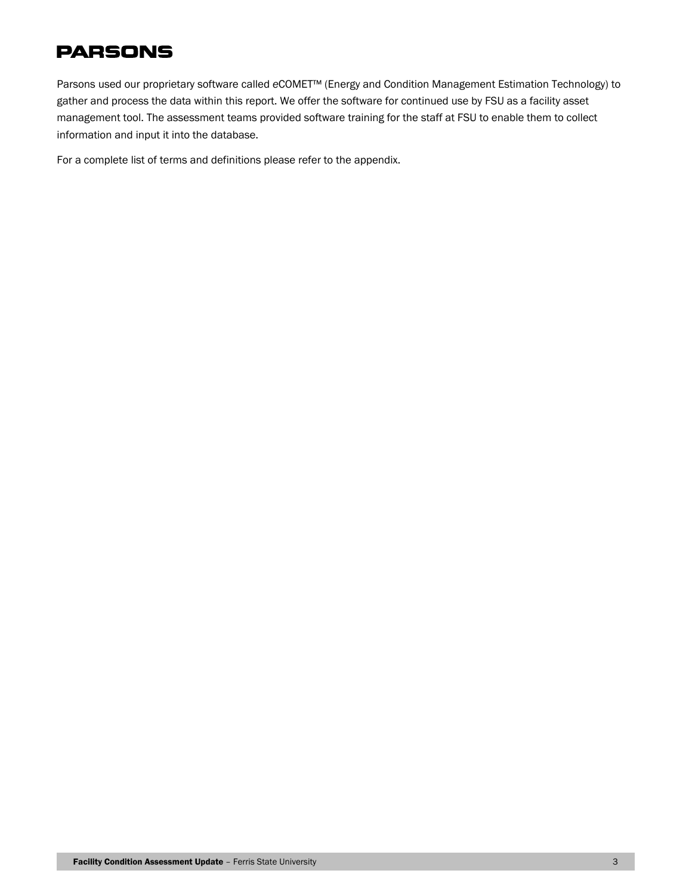Parsons used our proprietary software called *e*COMET™ (Energy and Condition Management Estimation Technology) to gather and process the data within this report. We offer the software for continued use by FSU as a facility asset management tool. The assessment teams provided software training for the staff at FSU to enable them to collect information and input it into the database.

For a complete list of terms and definitions please refer to the appendix.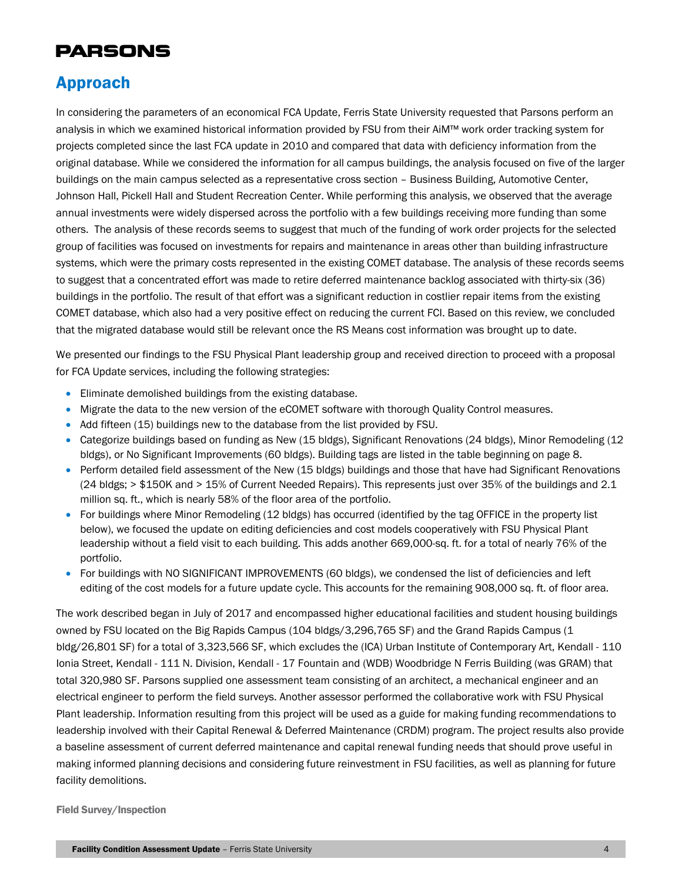## Approach

In considering the parameters of an economical FCA Update, Ferris State University requested that Parsons perform an analysis in which we examined historical information provided by FSU from their AiM™ work order tracking system for projects completed since the last FCA update in 2010 and compared that data with deficiency information from the original database. While we considered the information for all campus buildings, the analysis focused on five of the larger buildings on the main campus selected as a representative cross section – Business Building, Automotive Center, Johnson Hall, Pickell Hall and Student Recreation Center. While performing this analysis, we observed that the average annual investments were widely dispersed across the portfolio with a few buildings receiving more funding than some others. The analysis of these records seems to suggest that much of the funding of work order projects for the selected group of facilities was focused on investments for repairs and maintenance in areas other than building infrastructure systems, which were the primary costs represented in the existing COMET database. The analysis of these records seems to suggest that a concentrated effort was made to retire deferred maintenance backlog associated with thirty-six (36) buildings in the portfolio. The result of that effort was a significant reduction in costlier repair items from the existing COMET database, which also had a very positive effect on reducing the current FCI. Based on this review, we concluded that the migrated database would still be relevant once the RS Means cost information was brought up to date.

We presented our findings to the FSU Physical Plant leadership group and received direction to proceed with a proposal for FCA Update services, including the following strategies:

- Eliminate demolished buildings from the existing database.
- Migrate the data to the new version of the eCOMET software with thorough Quality Control measures.
- Add fifteen (15) buildings new to the database from the list provided by FSU.
- Categorize buildings based on funding as New (15 bldgs), Significant Renovations (24 bldgs), Minor Remodeling (12 bldgs), or No Significant Improvements (60 bldgs). Building tags are listed in the table beginning on page 8.
- Perform detailed field assessment of the New (15 bldgs) buildings and those that have had Significant Renovations (24 bldgs; > $150K and > 15% of Current Needed Repairs). This represents just over 35% of the buildings and 2.1 million sq. ft., which is nearly 58% of the floor area of the portfolio.
- For buildings where Minor Remodeling (12 bldgs) has occurred (identified by the tag OFFICE in the property list below), we focused the update on editing deficiencies and cost models cooperatively with FSU Physical Plant leadership without a field visit to each building. This adds another 669,000-sq. ft. for a total of nearly 76% of the portfolio.
- For buildings with NO SIGNIFICANT IMPROVEMENTS (60 bldgs), we condensed the list of deficiencies and left editing of the cost models for a future update cycle. This accounts for the remaining 908,000 sq. ft. of floor area.

The work described began in July of 2017 and encompassed higher educational facilities and student housing buildings owned by FSU located on the Big Rapids Campus (104 bldgs/3,296,765 SF) and the Grand Rapids Campus (1 bldg/26,801 SF) for a total of 3,323,566 SF, which excludes the (ICA) Urban Institute of Contemporary Art, Kendall - 110 Ionia Street, Kendall - 111 N. Division, Kendall - 17 Fountain and (WDB) Woodbridge N Ferris Building (was GRAM) that total 320,980 SF. Parsons supplied one assessment team consisting of an architect, a mechanical engineer and an electrical engineer to perform the field surveys. Another assessor performed the collaborative work with FSU Physical Plant leadership. Information resulting from this project will be used as a guide for making funding recommendations to leadership involved with their Capital Renewal & Deferred Maintenance (CRDM) program. The project results also provide a baseline assessment of current deferred maintenance and capital renewal funding needs that should prove useful in making informed planning decisions and considering future reinvestment in FSU facilities, as well as planning for future facility demolitions.

### Field Survey/Inspection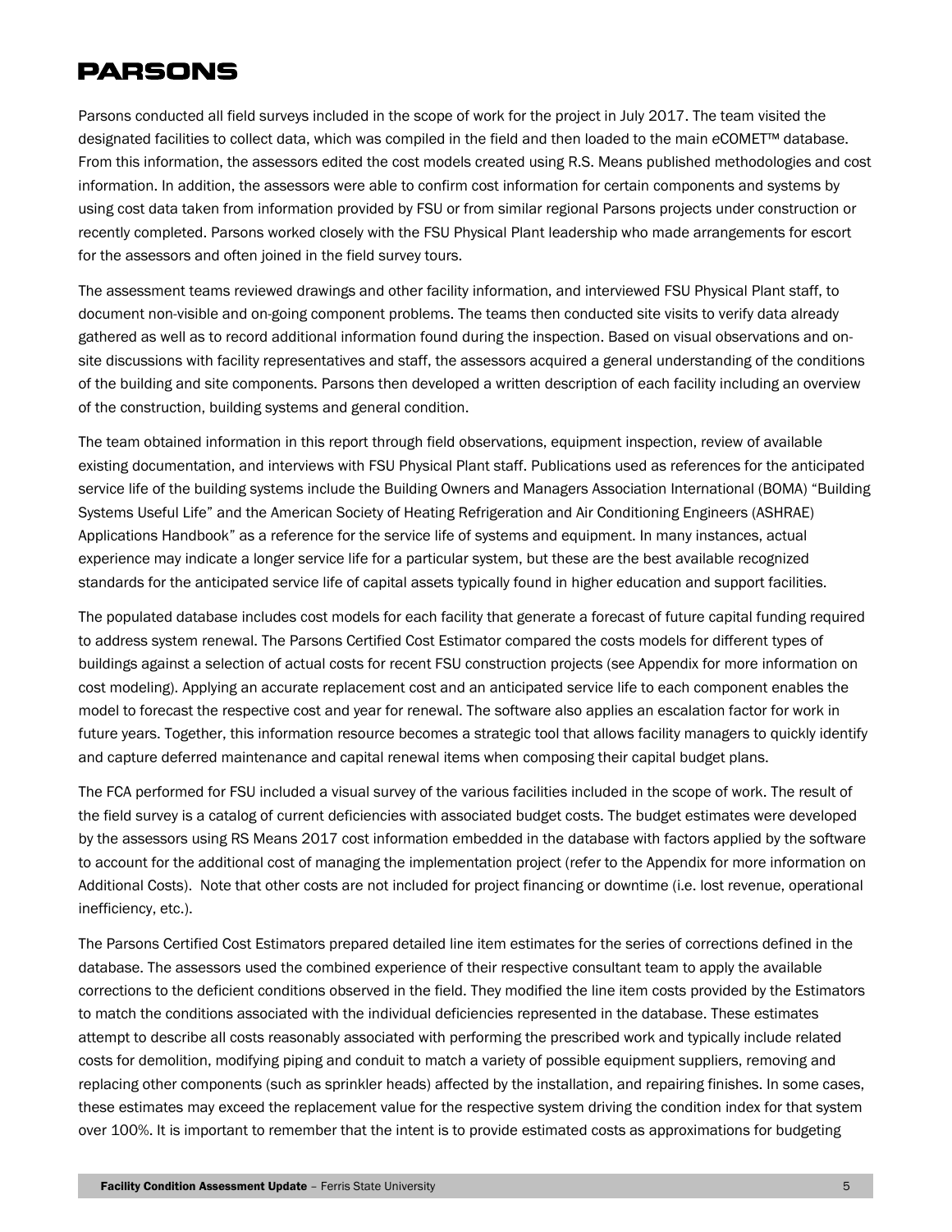Parsons conducted all field surveys included in the scope of work for the project in July 2017. The team visited the designated facilities to collect data, which was compiled in the field and then loaded to the main *e*COMET™ database. From this information, the assessors edited the cost models created using R.S. Means published methodologies and cost information. In addition, the assessors were able to confirm cost information for certain components and systems by using cost data taken from information provided by FSU or from similar regional Parsons projects under construction or recently completed. Parsons worked closely with the FSU Physical Plant leadership who made arrangements for escort for the assessors and often joined in the field survey tours.

The assessment teams reviewed drawings and other facility information, and interviewed FSU Physical Plant staff, to document non-visible and on-going component problems. The teams then conducted site visits to verify data already gathered as well as to record additional information found during the inspection. Based on visual observations and on-site discussions with facility representatives and staff, the assessors acquired a general understanding of the conditions of the building and site components. Parsons then developed a written description of each facility including an overview of the construction, building systems and general condition.

The team obtained information in this report through field observations, equipment inspection, review of available existing documentation, and interviews with FSU Physical Plant staff. Publications used as references for the anticipated service life of the building systems include the Building Owners and Managers Association International (BOMA) "Building Systems Useful Life" and the American Society of Heating Refrigeration and Air Conditioning Engineers (ASHRAE) Applications Handbook" as a reference for the service life of systems and equipment. In many instances, actual experience may indicate a longer service life for a particular system, but these are the best available recognized standards for the anticipated service life of capital assets typically found in higher education and support facilities.

The populated database includes cost models for each facility that generate a forecast of future capital funding required to address system renewal. The Parsons Certified Cost Estimator compared the costs models for different types of buildings against a selection of actual costs for recent FSU construction projects (see Appendix for more information on cost modeling). Applying an accurate replacement cost and an anticipated service life to each component enables the model to forecast the respective cost and year for renewal. The software also applies an escalation factor for work in future years. Together, this information resource becomes a strategic tool that allows facility managers to quickly identify and capture deferred maintenance and capital renewal items when composing their capital budget plans.

The FCA performed for FSU included a visual survey of the various facilities included in the scope of work. The result of the field survey is a catalog of current deficiencies with associated budget costs. The budget estimates were developed by the assessors using RS Means 2017 cost information embedded in the database with factors applied by the software to account for the additional cost of managing the implementation project (refer to the Appendix for more information on Additional Costs). Note that other costs are not included for project financing or downtime (i.e. lost revenue, operational inefficiency, etc.).

The Parsons Certified Cost Estimators prepared detailed line item estimates for the series of corrections defined in the database. The assessors used the combined experience of their respective consultant team to apply the available corrections to the deficient conditions observed in the field. They modified the line item costs provided by the Estimators to match the conditions associated with the individual deficiencies represented in the database. These estimates attempt to describe all costs reasonably associated with performing the prescribed work and typically include related costs for demolition, modifying piping and conduit to match a variety of possible equipment suppliers, removing and replacing other components (such as sprinkler heads) affected by the installation, and repairing finishes. In some cases, these estimates may exceed the replacement value for the respective system driving the condition index for that system over 100%. It is important to remember that the intent is to provide estimated costs as approximations for budgeting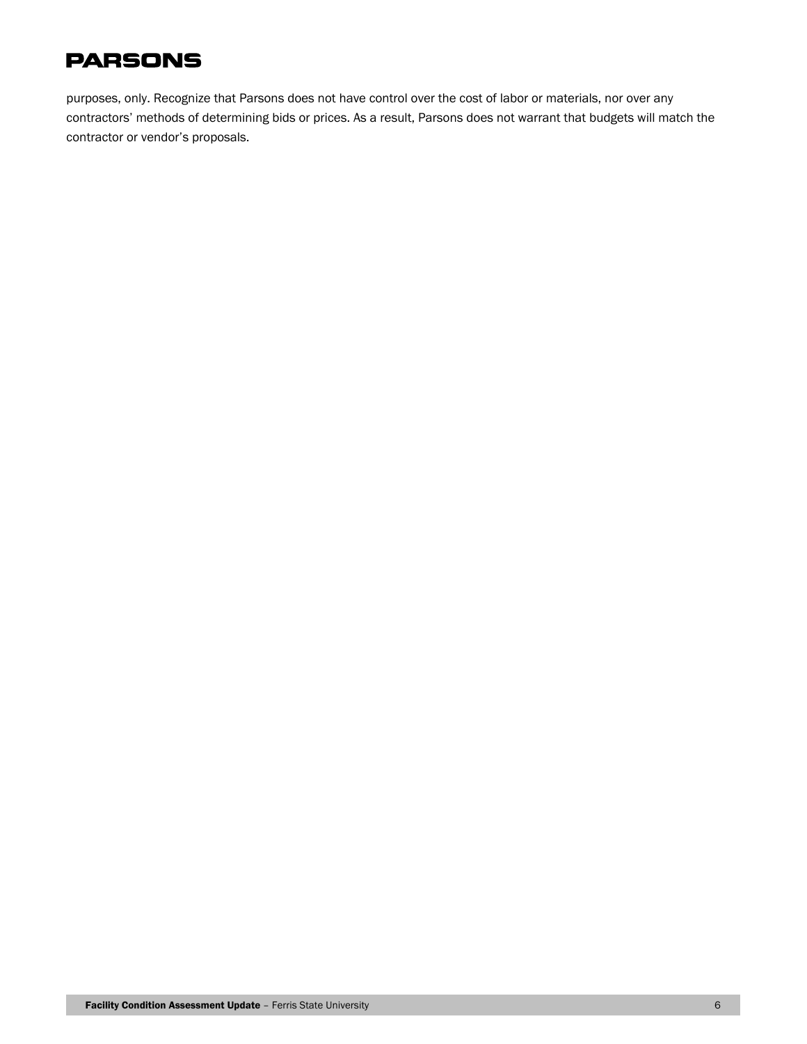purposes, only. Recognize that Parsons does not have control over the cost of labor or materials, nor over any contractors' methods of determining bids or prices. As a result, Parsons does not warrant that budgets will match the contractor or vendor's proposals.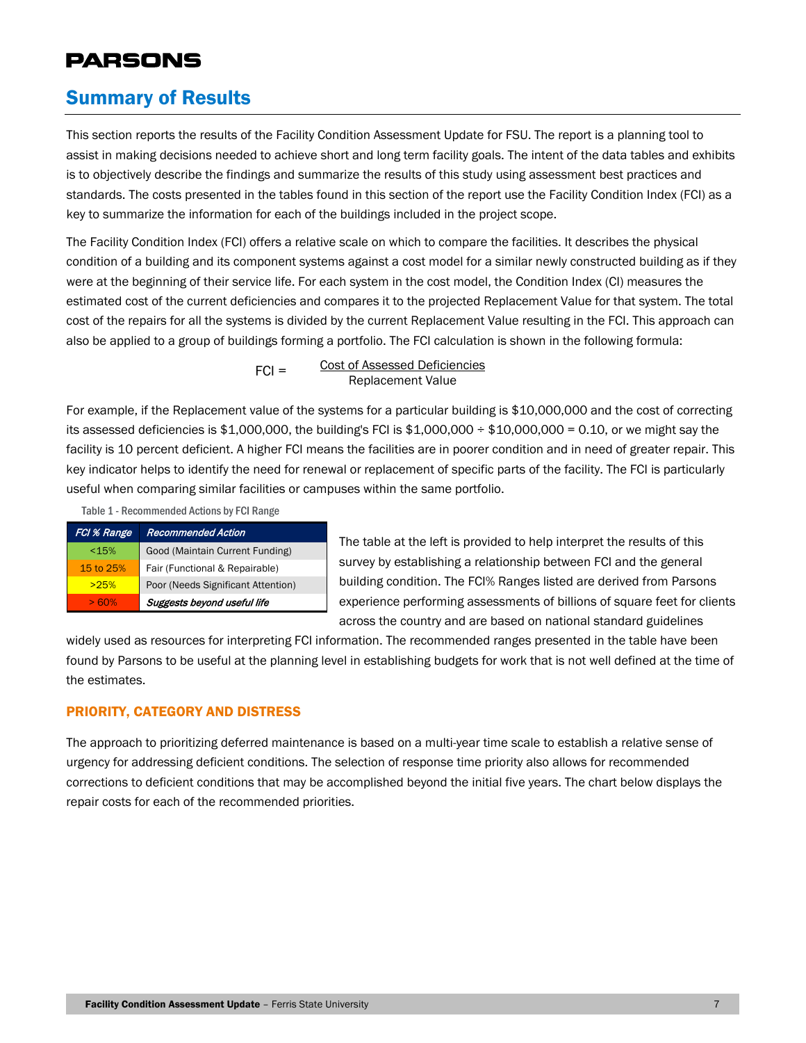## Summary of Results

This section reports the results of the Facility Condition Assessment Update for FSU. The report is a planning tool to assist in making decisions needed to achieve short and long term facility goals. The intent of the data tables and exhibits is to objectively describe the findings and summarize the results of this study using assessment best practices and standards. The costs presented in the tables found in this section of the report use the Facility Condition Index (FCI) as a key to summarize the information for each of the buildings included in the project scope.

The Facility Condition Index (FCI) offers a relative scale on which to compare the facilities. It describes the physical condition of a building and its component systems against a cost model for a similar newly constructed building as if they were at the beginning of their service life. For each system in the cost model, the Condition Index (CI) measures the estimated cost of the current deficiencies and compares it to the projected Replacement Value for that system. The total cost of the repairs for all the systems is divided by the current Replacement Value resulting in the FCI. This approach can also be applied to a group of buildings forming a portfolio. The FCI calculation is shown in the following formula:

$$FCI = \frac{\text{Cost of Assessed Deficiencies}}{\text{Replacement Value}}$$

For example, if the Replacement value of the systems for a particular building is $10,000,000 and the cost of correcting its assessed deficiencies is $1,000,000, the building's FCI is $1,000,000 ÷ $10,000,000 = 0.10, or we might say the facility is 10 percent deficient. A higher FCI means the facilities are in poorer condition and in need of greater repair. This key indicator helps to identify the need for renewal or replacement of specific parts of the facility. The FCI is particularly useful when comparing similar facilities or campuses within the same portfolio.

Table 1 - Recommended Actions by FCI Range

| *FCI % Range* | *Recommended Action* |
|---|---|
| <15% | Good (Maintain Current Funding) |
| 15 to 25% | Fair (Functional & Repairable) |
| >25% | Poor (Needs Significant Attention) |
| > 60% | ***Suggests beyond useful life*** |

The table at the left is provided to help interpret the results of this survey by establishing a relationship between FCI and the general building condition. The FCI% Ranges listed are derived from Parsons experience performing assessments of billions of square feet for clients across the country and are based on national standard guidelines widely used as resources for interpreting FCI information. The recommended ranges presented in the table have been found by Parsons to be useful at the planning level in establishing budgets for work that is not well defined at the time of the estimates.

### PRIORITY, CATEGORY AND DISTRESS

The approach to prioritizing deferred maintenance is based on a multi-year time scale to establish a relative sense of urgency for addressing deficient conditions. The selection of response time priority also allows for recommended corrections to deficient conditions that may be accomplished beyond the initial five years. The chart below displays the repair costs for each of the recommended priorities.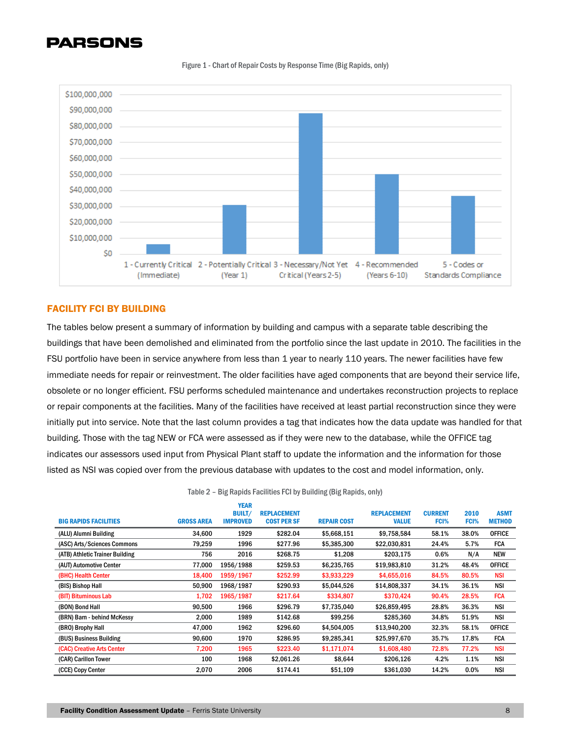Figure 1 - Chart of Repair Costs by Response Time (Big Rapids, only)

## FACILITY FCI BY BUILDING

The tables below present a summary of information by building and campus with a separate table describing the buildings that have been demolished and eliminated from the portfolio since the last update in 2010. The facilities in the FSU portfolio have been in service anywhere from less than 1 year to nearly 110 years. The newer facilities have few immediate needs for repair or reinvestment. The older facilities have aged components that are beyond their service life, obsolete or no longer efficient. FSU performs scheduled maintenance and undertakes reconstruction projects to replace or repair components at the facilities. Many of the facilities have received at least partial reconstruction since they were initially put into service. Note that the last column provides a tag that indicates how the data update was handled for that building. Those with the tag NEW or FCA were assessed as if they were new to the database, while the OFFICE tag indicates our assessors used input from Physical Plant staff to update the information and the information for those listed as NSI was copied over from the previous database with updates to the cost and model information, only.

Table 2 – Big Rapids Facilities FCI by Building (Big Rapids, only)

| BIG RAPIDS FACILITIES | GROSS AREA | YEAR BUILT/ IMPROVED | REPLACEMENT COST PER SF | REPAIR COST | REPLACEMENT VALUE | CURRENT FCI% | 2010 FCI% | ASMT METHOD |
|---|---|---|---|---|---|---|---|---|
| (ALU) Alumni Building | 34,600 | 1929 | $282.04 | $5,668,151 | $9,758,584 | 58.1% | 38.0% | OFFICE |
| (ASC) Arts/Sciences Commons | 79,259 | 1996 | $277.96 | $5,385,300 | $22,030,831 | 24.4% | 5.7% | FCA |
| (ATB) Athletic Trainer Building | 756 | 2016 | $268.75 | $1,208 | $203,175 | 0.6% | N/A | NEW |
| (AUT) Automotive Center | 77,000 | 1956/1988 | $259.53 | $6,235,765 | $19,983,810 | 31.2% | 48.4% | OFFICE |
| (BHC) Health Center | 18,400 | 1959/1967 | $252.99 | $3,933,229 | $4,655,016 | 84.5% | 80.5% | NSI |
| (BIS) Bishop Hall | 50,900 | 1968/1987 | $290.93 | $5,044,526 | $14,808,337 | 34.1% | 36.1% | NSI |
| (BIT) Bituminous Lab | 1,702 | 1965/1987 | $217.64 | $334,807 | $370,424 | 90.4% | 28.5% | FCA |
| (BON) Bond Hall | 90,500 | 1966 | $296.79 | $7,735,040 | $26,859,495 | 28.8% | 36.3% | NSI |
| (BRN) Barn - behind McKessy | 2,000 | 1989 | $142.68 | $99,256 | $285,360 | 34.8% | 51.9% | NSI |
| (BRO) Brophy Hall | 47,000 | 1962 | $296.60 | $4,504,005 | $13,940,200 | 32.3% | 58.1% | OFFICE |
| (BUS) Business Building | 90,600 | 1970 | $286.95 | $9,285,341 | $25,997,670 | 35.7% | 17.8% | FCA |
| (CAC) Creative Arts Center | 7,200 | 1965 | $223.40 | $1,171,074 | $1,608,480 | 72.8% | 77.2% | NSI |
| (CAR) Carillon Tower | 100 | 1968 | $2,061.26 | $8,644 | $206,126 | 4.2% | 1.1% | NSI |
| (CCE) Copy Center | 2,070 | 2006 | $174.41 | $51,109 | $361,030 | 14.2% | 0.0% | NSI |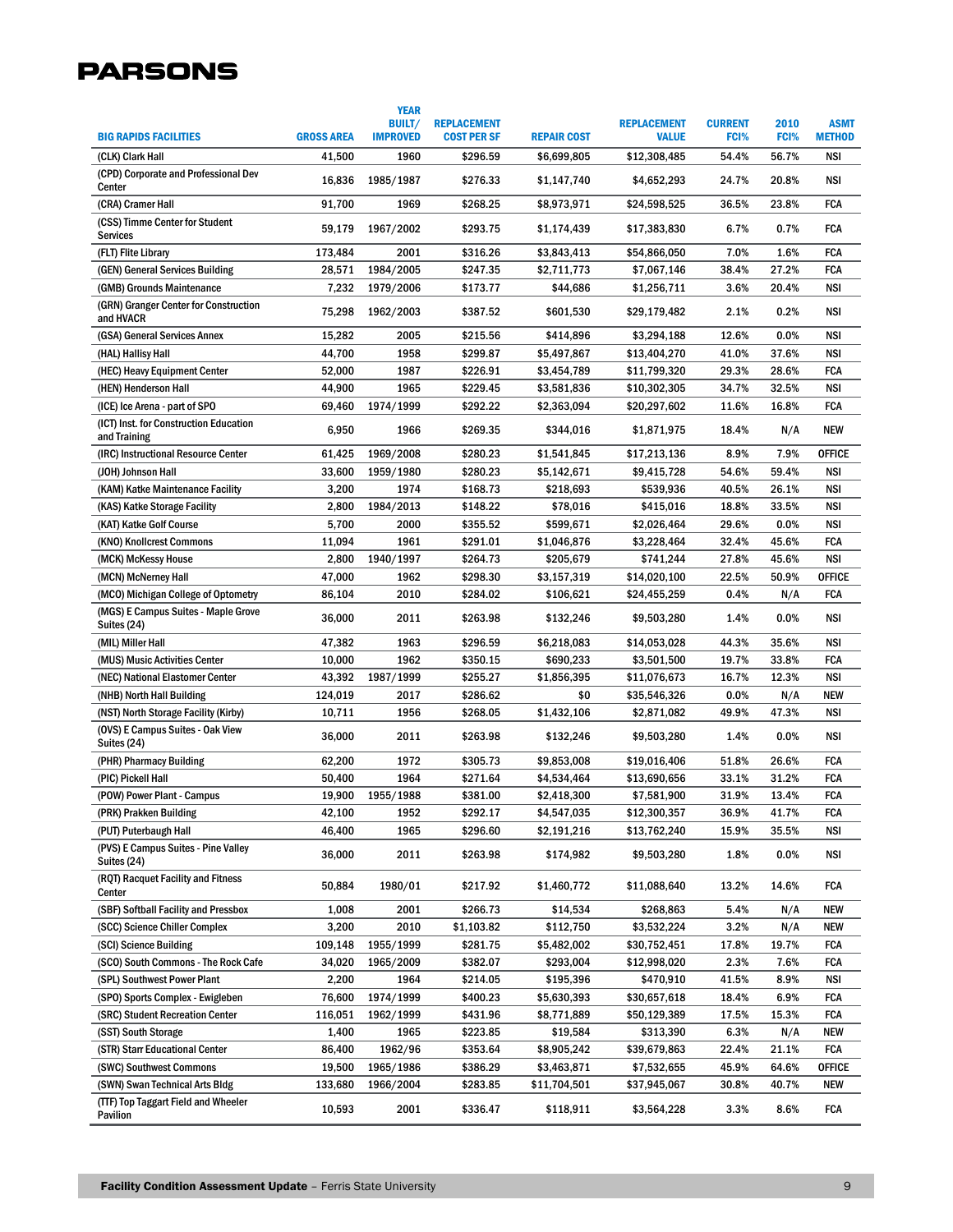| BIG RAPIDS FACILITIES | GROSS AREA | YEAR BUILT/ IMPROVED | REPLACEMENT COST PER SF | REPAIR COST | REPLACEMENT VALUE | CURRENT FCI% | 2010 FCI% | ASMT METHOD |
|---|---|---|---|---|---|---|---|---|
| (CLK) Clark Hall | 41,500 | 1960 | $296.59 | $6,699,805 | $12,308,485 | 54.4% | 56.7% | NSI |
| (CPD) Corporate and Professional Dev Center | 16,836 | 1985/1987 | $276.33 | $1,147,740 | $4,652,293 | 24.7% | 20.8% | NSI |
| (CRA) Cramer Hall | 91,700 | 1969 | $268.25 | $8,973,971 | $24,598,525 | 36.5% | 23.8% | FCA |
| (CSS) Timme Center for Student Services | 59,179 | 1967/2002 | $293.75 | $1,174,439 | $17,383,830 | 6.7% | 0.7% | FCA |
| (FLT) Flite Library | 173,484 | 2001 | $316.26 | $3,843,413 | $54,866,050 | 7.0% | 1.6% | FCA |
| (GEN) General Services Building | 28,571 | 1984/2005 | $247.35 | $2,711,773 | $7,067,146 | 38.4% | 27.2% | FCA |
| (GMB) Grounds Maintenance | 7,232 | 1979/2006 | $173.77 | $44,686 | $1,256,711 | 3.6% | 20.4% | NSI |
| (GRN) Granger Center for Construction and HVACR | 75,298 | 1962/2003 | $387.52 | $601,530 | $29,179,482 | 2.1% | 0.2% | NSI |
| (GSA) General Services Annex | 15,282 | 2005 | $215.56 | $414,896 | $3,294,188 | 12.6% | 0.0% | NSI |
| (HAL) Hallisy Hall | 44,700 | 1958 | $299.87 | $5,497,867 | $13,404,270 | 41.0% | 37.6% | NSI |
| (HEC) Heavy Equipment Center | 52,000 | 1987 | $226.91 | $3,454,789 | $11,799,320 | 29.3% | 28.6% | FCA |
| (HEN) Henderson Hall | 44,900 | 1965 | $229.45 | $3,581,836 | $10,302,305 | 34.7% | 32.5% | NSI |
| (ICE) Ice Arena - part of SPO | 69,460 | 1974/1999 | $292.22 | $2,363,094 | $20,297,602 | 11.6% | 16.8% | FCA |
| (ICT) Inst. for Construction Education and Training | 6,950 | 1966 | $269.35 | $344,016 | $1,871,975 | 18.4% | N/A | NEW |
| (IRC) Instructional Resource Center | 61,425 | 1969/2008 | $280.23 | $1,541,845 | $17,213,136 | 8.9% | 7.9% | OFFICE |
| (JOH) Johnson Hall | 33,600 | 1959/1980 | $280.23 | $5,142,671 | $9,415,728 | 54.6% | 59.4% | NSI |
| (KAM) Katke Maintenance Facility | 3,200 | 1974 | $168.73 | $218,693 | $539,936 | 40.5% | 26.1% | NSI |
| (KAS) Katke Storage Facility | 2,800 | 1984/2013 | $148.22 | $78,016 | $415,016 | 18.8% | 33.5% | NSI |
| (KAT) Katke Golf Course | 5,700 | 2000 | $355.52 | $599,671 | $2,026,464 | 29.6% | 0.0% | NSI |
| (KNO) Knollcrest Commons | 11,094 | 1961 | $291.01 | $1,046,876 | $3,228,464 | 32.4% | 45.6% | FCA |
| (MCK) McKessy House | 2,800 | 1940/1997 | $264.73 | $205,679 | $741,244 | 27.8% | 45.6% | NSI |
| (MCN) McNerney Hall | 47,000 | 1962 | $298.30 | $3,157,319 | $14,020,100 | 22.5% | 50.9% | OFFICE |
| (MCO) Michigan College of Optometry | 86,104 | 2010 | $284.02 | $106,621 | $24,455,259 | 0.4% | N/A | FCA |
| (MGS) E Campus Suites - Maple Grove Suites (24) | 36,000 | 2011 | $263.98 | $132,246 | $9,503,280 | 1.4% | 0.0% | NSI |
| (MIL) Miller Hall | 47,382 | 1963 | $296.59 | $6,218,083 | $14,053,028 | 44.3% | 35.6% | NSI |
| (MUS) Music Activities Center | 10,000 | 1962 | $350.15 | $690,233 | $3,501,500 | 19.7% | 33.8% | FCA |
| (NEC) National Elastomer Center | 43,392 | 1987/1999 | $255.27 | $1,856,395 | $11,076,673 | 16.7% | 12.3% | NSI |
| (NHB) North Hall Building | 124,019 | 2017 | $286.62 | $0 | $35,546,326 | 0.0% | N/A | NEW |
| (NST) North Storage Facility (Kirby) | 10,711 | 1956 | $268.05 | $1,432,106 | $2,871,082 | 49.9% | 47.3% | NSI |
| (OVS) E Campus Suites - Oak View Suites (24) | 36,000 | 2011 | $263.98 | $132,246 | $9,503,280 | 1.4% | 0.0% | NSI |
| (PHR) Pharmacy Building | 62,200 | 1972 | $305.73 | $9,853,008 | $19,016,406 | 51.8% | 26.6% | FCA |
| (PIC) Pickell Hall | 50,400 | 1964 | $271.64 | $4,534,464 | $13,690,656 | 33.1% | 31.2% | FCA |
| (POW) Power Plant - Campus | 19,900 | 1955/1988 | $381.00 | $2,418,300 | $7,581,900 | 31.9% | 13.4% | FCA |
| (PRK) Prakken Building | 42,100 | 1952 | $292.17 | $4,547,035 | $12,300,357 | 36.9% | 41.7% | FCA |
| (PUT) Puterbaugh Hall | 46,400 | 1965 | $296.60 | $2,191,216 | $13,762,240 | 15.9% | 35.5% | NSI |
| (PVS) E Campus Suites - Pine Valley Suites (24) | 36,000 | 2011 | $263.98 | $174,982 | $9,503,280 | 1.8% | 0.0% | NSI |
| (RQT) Racquet Facility and Fitness Center | 50,884 | 1980/01 | $217.92 | $1,460,772 | $11,088,640 | 13.2% | 14.6% | FCA |
| (SBF) Softball Facility and Pressbox | 1,008 | 2001 | $266.73 | $14,534 | $268,863 | 5.4% | N/A | NEW |
| (SCC) Science Chiller Complex | 3,200 | 2010 | $1,103.82 | $112,750 | $3,532,224 | 3.2% | N/A | NEW |
| (SCI) Science Building | 109,148 | 1955/1999 | $281.75 | $5,482,002 | $30,752,451 | 17.8% | 19.7% | FCA |
| (SCO) South Commons - The Rock Cafe | 34,020 | 1965/2009 | $382.07 | $293,004 | $12,998,020 | 2.3% | 7.6% | FCA |
| (SPL) Southwest Power Plant | 2,200 | 1964 | $214.05 | $195,396 | $470,910 | 41.5% | 8.9% | NSI |
| (SPO) Sports Complex - Ewigleben | 76,600 | 1974/1999 | $400.23 | $5,630,393 | $30,657,618 | 18.4% | 6.9% | FCA |
| (SRC) Student Recreation Center | 116,051 | 1962/1999 | $431.96 | $8,771,889 | $50,129,389 | 17.5% | 15.3% | FCA |
| (SST) South Storage | 1,400 | 1965 | $223.85 | $19,584 | $313,390 | 6.3% | N/A | NEW |
| (STR) Starr Educational Center | 86,400 | 1962/96 | $353.64 | $8,905,242 | $39,679,863 | 22.4% | 21.1% | FCA |
| (SWC) Southwest Commons | 19,500 | 1965/1986 | $386.29 | $3,463,871 | $7,532,655 | 45.9% | 64.6% | OFFICE |
| (SWN) Swan Technical Arts Bldg | 133,680 | 1966/2004 | $283.85 | $11,704,501 | $37,945,067 | 30.8% | 40.7% | NEW |
| (TTF) Top Taggart Field and Wheeler Pavilion | 10,593 | 2001 | $336.47 | $118,911 | $3,564,228 | 3.3% | 8.6% | FCA |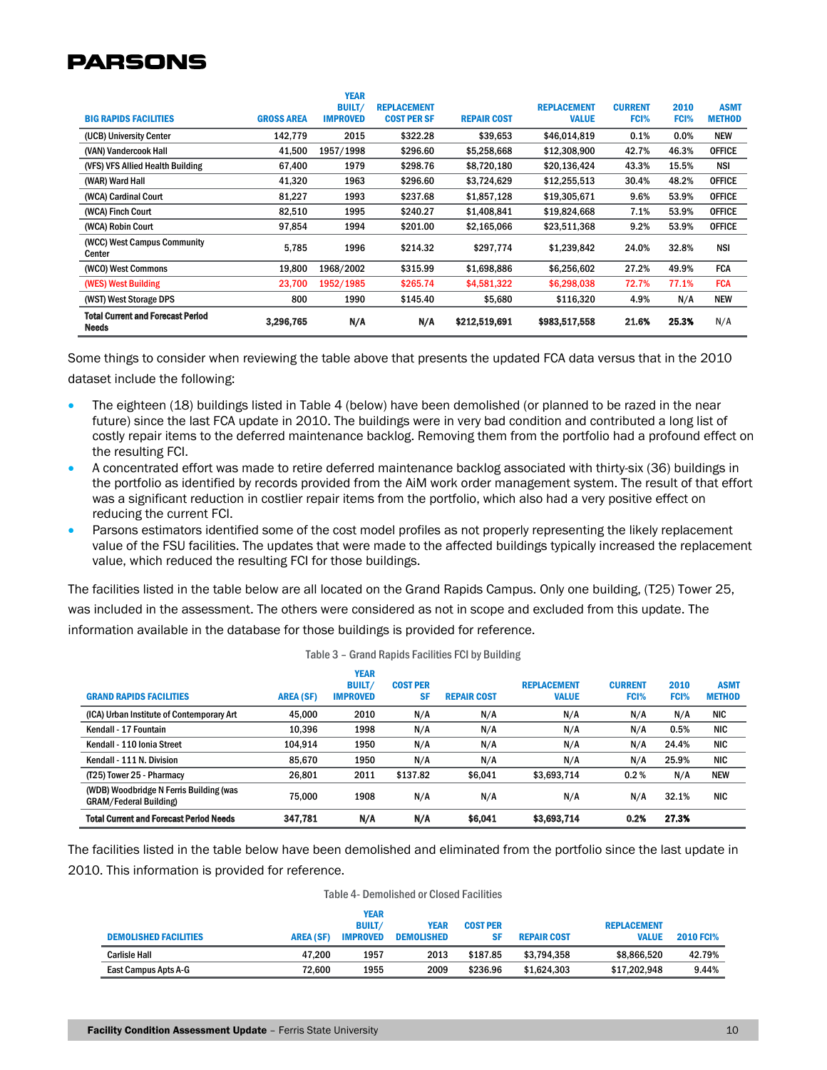| BIG RAPIDS FACILITIES | GROSS AREA | YEAR BUILT/ IMPROVED | REPLACEMENT COST PER SF | REPAIR COST | REPLACEMENT VALUE | CURRENT FCI% | 2010 FCI% | ASMT METHOD |
|---|---|---|---|---|---|---|---|---|
| (UCB) University Center | 142,779 | 2015 | $322.28 | $39,653 | $46,014,819 | 0.1% | 0.0% | NEW |
| (VAN) Vandercook Hall | 41,500 | 1957/1998 | $296.60 | $5,258,668 | $12,308,900 | 42.7% | 46.3% | OFFICE |
| (VFS) VFS Allied Health Building | 67,400 | 1979 | $298.76 | $8,720,180 | $20,136,424 | 43.3% | 15.5% | NSI |
| (WAR) Ward Hall | 41,320 | 1963 | $296.60 | $3,724,629 | $12,255,513 | 30.4% | 48.2% | OFFICE |
| (WCA) Cardinal Court | 81,227 | 1993 | $237.68 | $1,857,128 | $19,305,671 | 9.6% | 53.9% | OFFICE |
| (WCA) Finch Court | 82,510 | 1995 | $240.27 | $1,408,841 | $19,824,668 | 7.1% | 53.9% | OFFICE |
| (WCA) Robin Court | 97,854 | 1994 | $201.00 | $2,165,066 | $23,511,368 | 9.2% | 53.9% | OFFICE |
| (WCC) West Campus Community Center | 5,785 | 1996 | $214.32 | $297,774 | $1,239,842 | 24.0% | 32.8% | NSI |
| (WCO) West Commons | 19,800 | 1968/2002 | $315.99 | $1,698,886 | $6,256,602 | 27.2% | 49.9% | FCA |
| (WES) West Building | 23,700 | 1952/1985 | $265.74 | $4,581,322 | $6,298,038 | 72.7% | 77.1% | FCA |
| (WST) West Storage DPS | 800 | 1990 | $145.40 | $5,680 | $116,320 | 4.9% | N/A | NEW |
| **Total Current and Forecast Period Needs** | **3,296,765** | **N/A** | **N/A** | **$212,519,691** | **$983,517,558** | **21.6%** | **25.3%** | N/A |

Some things to consider when reviewing the table above that presents the updated FCA data versus that in the 2010 dataset include the following:

- The eighteen (18) buildings listed in Table 4 (below) have been demolished (or planned to be razed in the near future) since the last FCA update in 2010. The buildings were in very bad condition and contributed a long list of costly repair items to the deferred maintenance backlog. Removing them from the portfolio had a profound effect on the resulting FCI.
- A concentrated effort was made to retire deferred maintenance backlog associated with thirty-six (36) buildings in the portfolio as identified by records provided from the AiM work order management system. The result of that effort was a significant reduction in costlier repair items from the portfolio, which also had a very positive effect on reducing the current FCI.
- Parsons estimators identified some of the cost model profiles as not properly representing the likely replacement value of the FSU facilities. The updates that were made to the affected buildings typically increased the replacement value, which reduced the resulting FCI for those buildings.

The facilities listed in the table below are all located on the Grand Rapids Campus. Only one building, (T25) Tower 25, was included in the assessment. The others were considered as not in scope and excluded from this update. The information available in the database for those buildings is provided for reference.

Table 3 – Grand Rapids Facilities FCI by Building

| GRAND RAPIDS FACILITIES | AREA (SF) | YEAR BUILT/ IMPROVED | COST PER SF | REPAIR COST | REPLACEMENT VALUE | CURRENT FCI% | 2010 FCI% | ASMT METHOD |
|---|---|---|---|---|---|---|---|---|
| (ICA) Urban Institute of Contemporary Art | 45,000 | 2010 | N/A | N/A | N/A | N/A | N/A | NIC |
| Kendall - 17 Fountain | 10,396 | 1998 | N/A | N/A | N/A | N/A | 0.5% | NIC |
| Kendall - 110 Ionia Street | 104,914 | 1950 | N/A | N/A | N/A | N/A | 24.4% | NIC |
| Kendall - 111 N. Division | 85,670 | 1950 | N/A | N/A | N/A | N/A | 25.9% | NIC |
| (T25) Tower 25 - Pharmacy | 26,801 | 2011 | $137.82 | $6,041 | $3,693,714 | 0.2 % | N/A | NEW |
| (WDB) Woodbridge N Ferris Building (was GRAM/Federal Building) | 75,000 | 1908 | N/A | N/A | N/A | N/A | 32.1% | NIC |
| **Total Current and Forecast Period Needs** | **347,781** | **N/A** | **N/A** | **$6,041** | **$3,693,714** | **0.2%** | **27.3%** | |

The facilities listed in the table below have been demolished and eliminated from the portfolio since the last update in 2010. This information is provided for reference.

Table 4- Demolished or Closed Facilities

| DEMOLISHED FACILITIES | AREA (SF) | YEAR BUILT/ IMPROVED | YEAR DEMOLISHED | COST PER SF | REPAIR COST | REPLACEMENT VALUE | 2010 FCI% |
|---|---|---|---|---|---|---|---|
| Carlisle Hall | 47,200 | 1957 | 2013 | $187.85 | $3,794,358 | $8,866,520 | 42.79% |
| East Campus Apts A-G | 72,600 | 1955 | 2009 | $236.96 | $1,624,303 | $17,202,948 | 9.44% |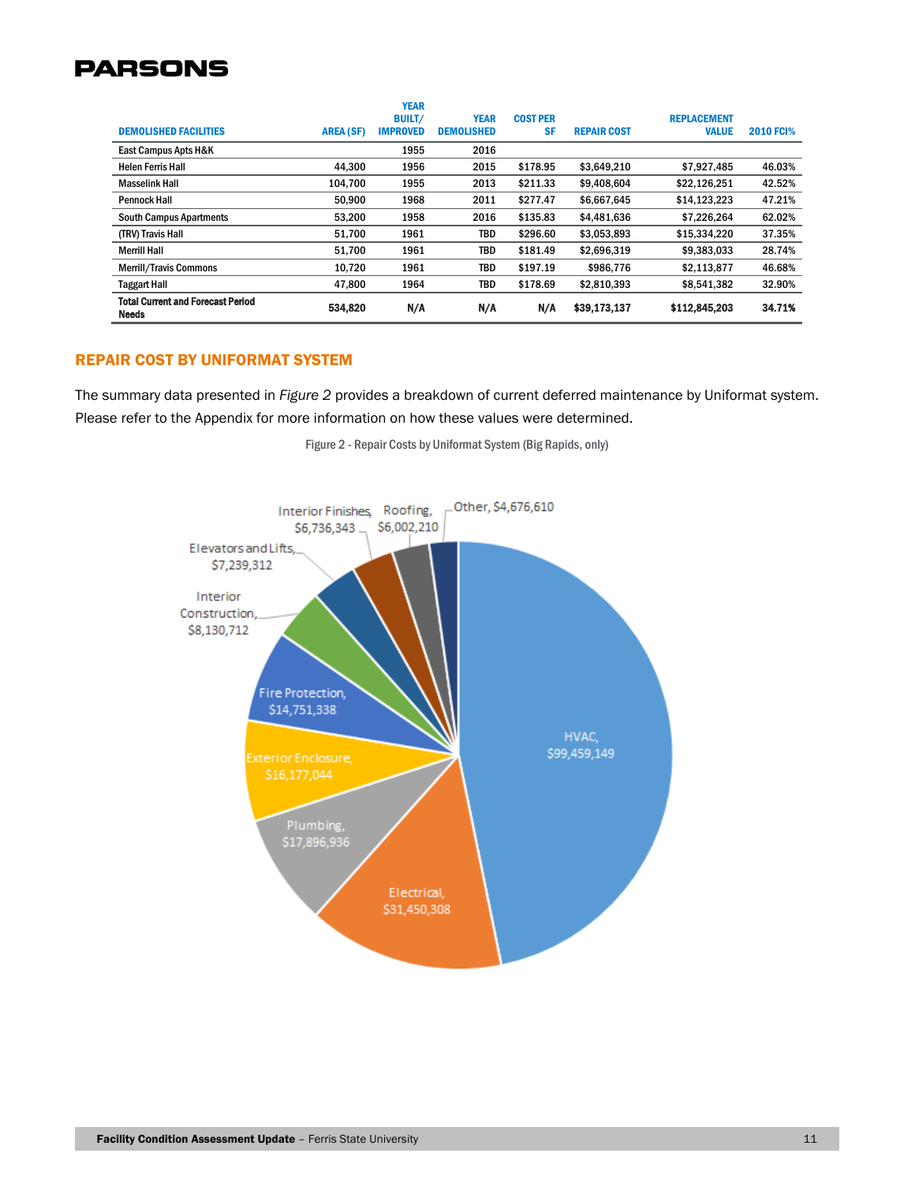| DEMOLISHED FACILITIES | AREA (SF) | YEAR BUILT/ IMPROVED | YEAR DEMOLISHED | COST PER SF | REPAIR COST | REPLACEMENT VALUE | 2010 FCI% |
|---|---|---|---|---|---|---|---|
| East Campus Apts H&K | | 1955 | 2016 | | | | |
| Helen Ferris Hall | 44,300 | 1956 | 2015 | $178.95 | $3,649,210 | $7,927,485 | 46.03% |
| Masselink Hall | 104,700 | 1955 | 2013 | $211.33 | $9,408,604 | $22,126,251 | 42.52% |
| Pennock Hall | 50,900 | 1968 | 2011 | $277.47 | $6,667,645 | $14,123,223 | 47.21% |
| South Campus Apartments | 53,200 | 1958 | 2016 | $135.83 | $4,481,636 | $7,226,264 | 62.02% |
| (TRV) Travis Hall | 51,700 | 1961 | TBD | $296.60 | $3,053,893 | $15,334,220 | 37.35% |
| Merrill Hall | 51,700 | 1961 | TBD | $181.49 | $2,696,319 | $9,383,033 | 28.74% |
| Merrill/Travis Commons | 10,720 | 1961 | TBD | $197.19 | $986,776 | $2,113,877 | 46.68% |
| Taggart Hall | 47,800 | 1964 | TBD | $178.69 | $2,810,393 | $8,541,382 | 32.90% |
| **Total Current and Forecast Period Needs** | **534,820** | **N/A** | **N/A** | **N/A** | **$39,173,137** | **$112,845,203** | **34.71%** |

## REPAIR COST BY UNIFORMAT SYSTEM

The summary data presented in *Figure 2* provides a breakdown of current deferred maintenance by Uniformat system. Please refer to the Appendix for more information on how these values were determined.

Figure 2 - Repair Costs by Uniformat System (Big Rapids, only)

| System | Repair Cost |
|---|---|
| HVAC | $99,459,149 |
| Electrical | $31,450,308 |
| Plumbing | $17,896,936 |
| Exterior Enclosure | $16,177,044 |
| Fire Protection | $14,751,338 |
| Interior Construction | $8,130,712 |
| Elevators and Lifts | $7,239,312 |
| Interior Finishes | $6,736,343 |
| Roofing | $6,002,210 |
| Other | $4,676,610 |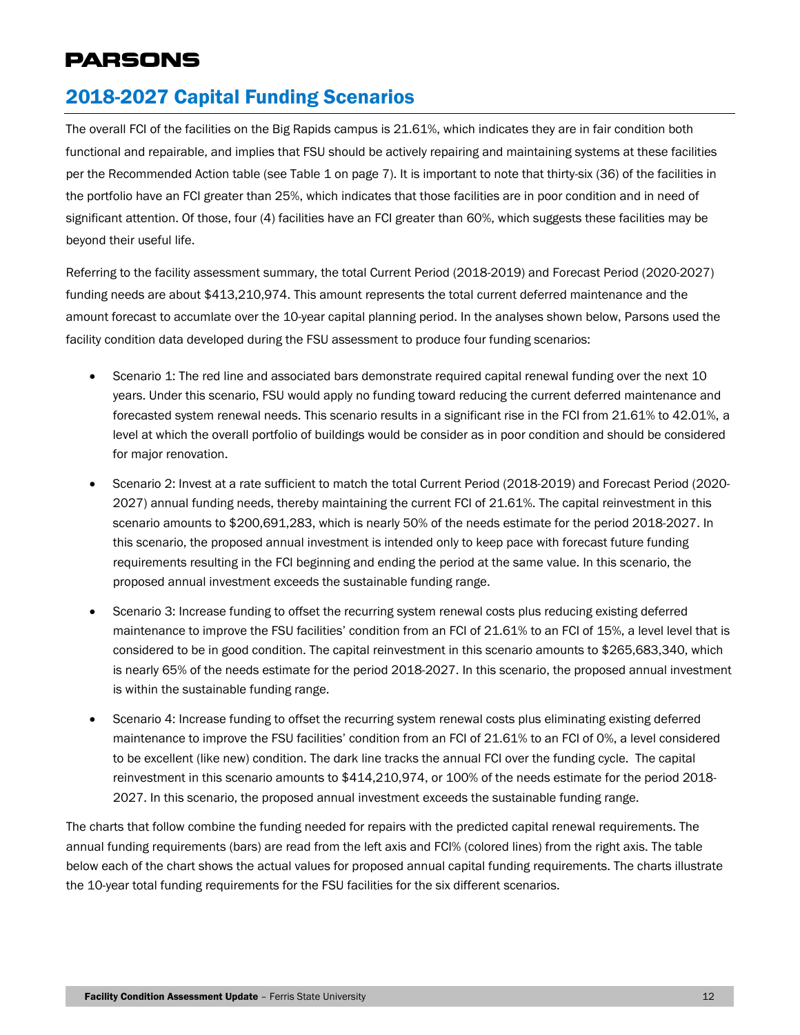## 2018-2027 Capital Funding Scenarios

The overall FCI of the facilities on the Big Rapids campus is 21.61%, which indicates they are in fair condition both functional and repairable, and implies that FSU should be actively repairing and maintaining systems at these facilities per the Recommended Action table (see Table 1 on page 7). It is important to note that thirty-six (36) of the facilities in the portfolio have an FCI greater than 25%, which indicates that those facilities are in poor condition and in need of significant attention. Of those, four (4) facilities have an FCI greater than 60%, which suggests these facilities may be beyond their useful life.

Referring to the facility assessment summary, the total Current Period (2018-2019) and Forecast Period (2020-2027) funding needs are about $413,210,974. This amount represents the total current deferred maintenance and the amount forecast to accumlate over the 10-year capital planning period. In the analyses shown below, Parsons used the facility condition data developed during the FSU assessment to produce four funding scenarios:

- Scenario 1: The red line and associated bars demonstrate required capital renewal funding over the next 10 years. Under this scenario, FSU would apply no funding toward reducing the current deferred maintenance and forecasted system renewal needs. This scenario results in a significant rise in the FCI from 21.61% to 42.01%, a level at which the overall portfolio of buildings would be consider as in poor condition and should be considered for major renovation.
- Scenario 2: Invest at a rate sufficient to match the total Current Period (2018-2019) and Forecast Period (2020-2027) annual funding needs, thereby maintaining the current FCI of 21.61%. The capital reinvestment in this scenario amounts to $200,691,283, which is nearly 50% of the needs estimate for the period 2018-2027. In this scenario, the proposed annual investment is intended only to keep pace with forecast future funding requirements resulting in the FCI beginning and ending the period at the same value. In this scenario, the proposed annual investment exceeds the sustainable funding range.
- Scenario 3: Increase funding to offset the recurring system renewal costs plus reducing existing deferred maintenance to improve the FSU facilities' condition from an FCI of 21.61% to an FCI of 15%, a level level that is considered to be in good condition. The capital reinvestment in this scenario amounts to $265,683,340, which is nearly 65% of the needs estimate for the period 2018-2027. In this scenario, the proposed annual investment is within the sustainable funding range.
- Scenario 4: Increase funding to offset the recurring system renewal costs plus eliminating existing deferred maintenance to improve the FSU facilities' condition from an FCI of 21.61% to an FCI of 0%, a level considered to be excellent (like new) condition. The dark line tracks the annual FCI over the funding cycle. The capital reinvestment in this scenario amounts to $414,210,974, or 100% of the needs estimate for the period 2018-2027. In this scenario, the proposed annual investment exceeds the sustainable funding range.

The charts that follow combine the funding needed for repairs with the predicted capital renewal requirements. The annual funding requirements (bars) are read from the left axis and FCI% (colored lines) from the right axis. The table below each of the chart shows the actual values for proposed annual capital funding requirements. The charts illustrate the 10-year total funding requirements for the FSU facilities for the six different scenarios.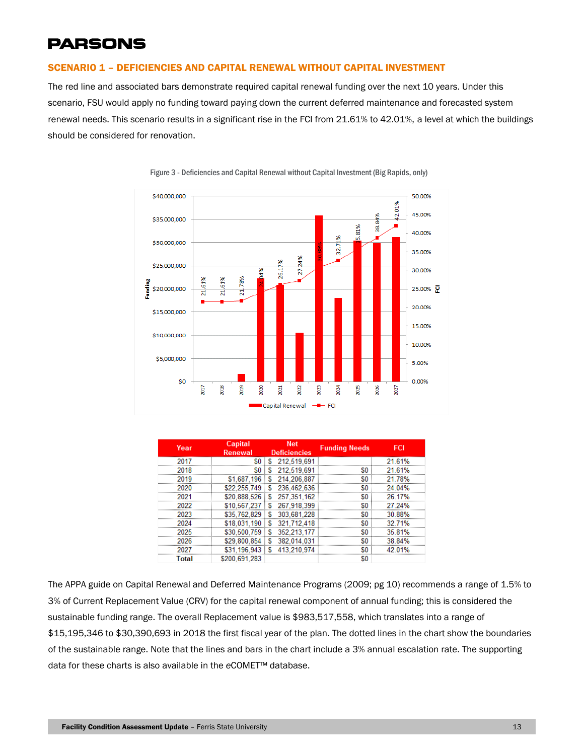## SCENARIO 1 – DEFICIENCIES AND CAPITAL RENEWAL WITHOUT CAPITAL INVESTMENT

The red line and associated bars demonstrate required capital renewal funding over the next 10 years. Under this scenario, FSU would apply no funding toward paying down the current deferred maintenance and forecasted system renewal needs. This scenario results in a significant rise in the FCI from 21.61% to 42.01%, a level at which the buildings should be considered for renovation.

Figure 3 - Deficiencies and Capital Renewal without Capital Investment (Big Rapids, only)

| Year | Capital Renewal | Net Deficiencies | Funding Needs | FCI |
|---|---|---|---|---|
| 2017 | $0 | $ 212,519,691 | | 21.61% |
| 2018 | $0 | $ 212,519,691 | $0 | 21.61% |
| 2019 | $1,687,196 | $ 214,206,887 | $0 | 21.78% |
| 2020 | $22,255,749 | $ 236,462,636 | $0 | 24.04% |
| 2021 | $20,888,526 | $ 257,351,162 | $0 | 26.17% |
| 2022 | $10,567,237 | $ 267,918,399 | $0 | 27.24% |
| 2023 | $35,762,829 | $ 303,681,228 | $0 | 30.88% |
| 2024 | $18,031,190 | $ 321,712,418 | $0 | 32.71% |
| 2025 | $30,500,759 | $ 352,213,177 | $0 | 35.81% |
| 2026 | $29,800,854 | $ 382,014,031 | $0 | 38.84% |
| 2027 | $31,196,943 | $ 413,210,974 | $0 | 42.01% |
| Total | $200,691,283 | | $0 | |

The APPA guide on Capital Renewal and Deferred Maintenance Programs (2009; pg 10) recommends a range of 1.5% to 3% of Current Replacement Value (CRV) for the capital renewal component of annual funding; this is considered the sustainable funding range. The overall Replacement value is $983,517,558, which translates into a range of $15,195,346 to $30,390,693 in 2018 the first fiscal year of the plan. The dotted lines in the chart show the boundaries of the sustainable range. Note that the lines and bars in the chart include a 3% annual escalation rate. The supporting data for these charts is also available in the eCOMET™ database.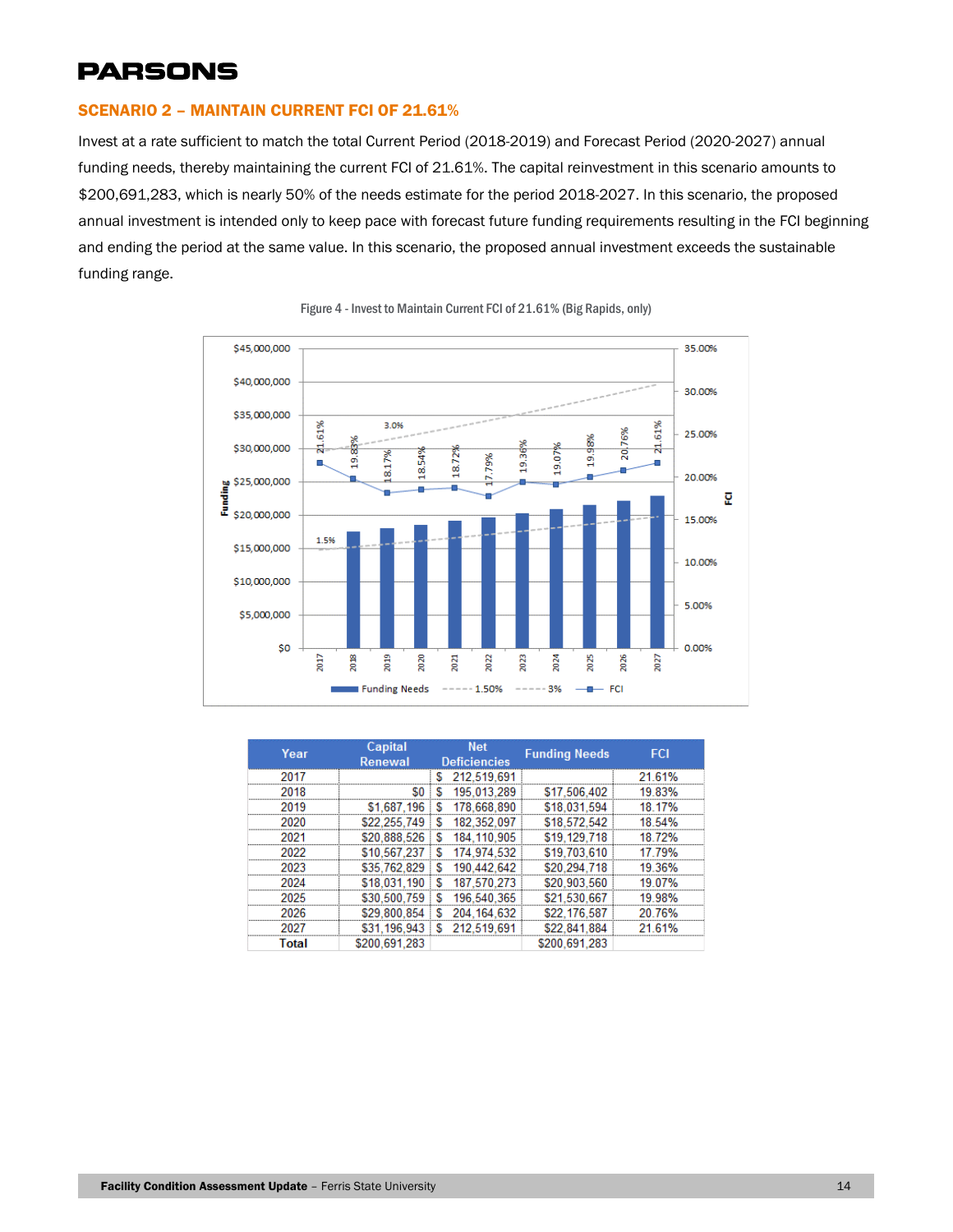## SCENARIO 2 – MAINTAIN CURRENT FCI OF 21.61%

Invest at a rate sufficient to match the total Current Period (2018-2019) and Forecast Period (2020-2027) annual funding needs, thereby maintaining the current FCI of 21.61%. The capital reinvestment in this scenario amounts to $200,691,283, which is nearly 50% of the needs estimate for the period 2018-2027. In this scenario, the proposed annual investment is intended only to keep pace with forecast future funding requirements resulting in the FCI beginning and ending the period at the same value. In this scenario, the proposed annual investment exceeds the sustainable funding range.

Figure 4 - Invest to Maintain Current FCI of 21.61% (Big Rapids, only)

| Year | Capital Renewal | Net Deficiencies | Funding Needs | FCI |
|---|---|---|---|---|
| 2017 | | $ 212,519,691 | | 21.61% |
| 2018 | $0 | $ 195,013,289 | $17,506,402 | 19.83% |
| 2019 | $1,687,196 | $ 178,668,890 | $18,031,594 | 18.17% |
| 2020 | $22,255,749 | $ 182,352,097 | $18,572,542 | 18.54% |
| 2021 | $20,888,526 | $ 184,110,905 | $19,129,718 | 18.72% |
| 2022 | $10,567,237 | $ 174,974,532 | $19,703,610 | 17.79% |
| 2023 | $35,762,829 | $ 190,442,642 | $20,294,718 | 19.36% |
| 2024 | $18,031,190 | $ 187,570,273 | $20,903,560 | 19.07% |
| 2025 | $30,500,759 | $ 196,540,365 | $21,530,667 | 19.98% |
| 2026 | $29,800,854 | $ 204,164,632 | $22,176,587 | 20.76% |
| 2027 | $31,196,943 | $ 212,519,691 | $22,841,884 | 21.61% |
| **Total** | $200,691,283 | | $200,691,283 | |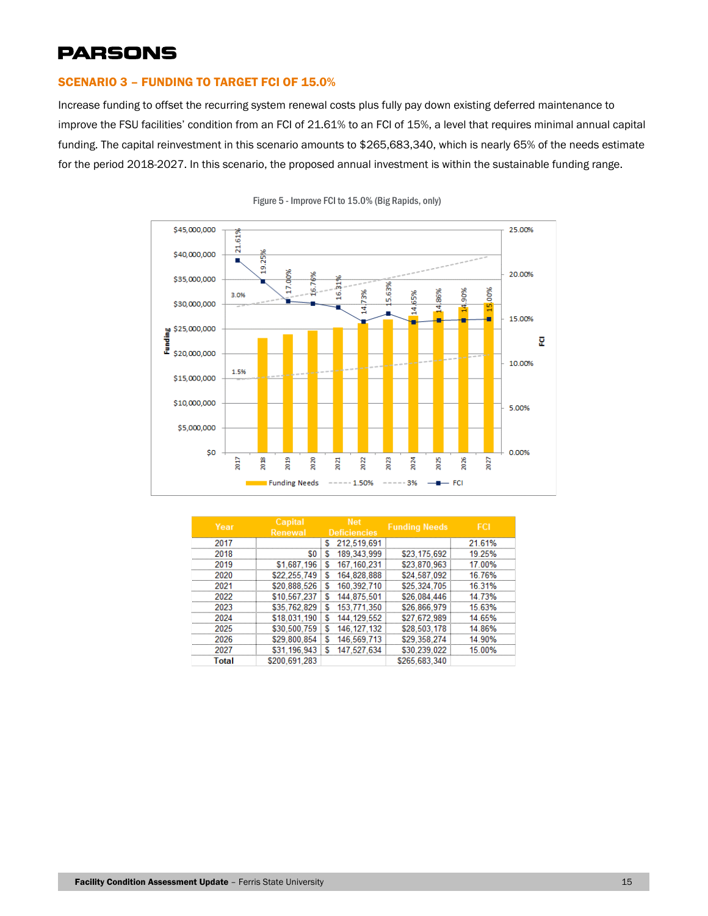## SCENARIO 3 – FUNDING TO TARGET FCI OF 15.0%

Increase funding to offset the recurring system renewal costs plus fully pay down existing deferred maintenance to improve the FSU facilities' condition from an FCI of 21.61% to an FCI of 15%, a level that requires minimal annual capital funding. The capital reinvestment in this scenario amounts to $265,683,340, which is nearly 65% of the needs estimate for the period 2018-2027. In this scenario, the proposed annual investment is within the sustainable funding range.

Figure 5 - Improve FCI to 15.0% (Big Rapids, only)

| Year | Capital Renewal | Net Deficiencies | Funding Needs | FCI |
|---|---|---|---|---|
| 2017 | | $ 212,519,691 | | 21.61% |
| 2018 | $0 | $ 189,343,999 | $23,175,692 | 19.25% |
| 2019 | $1,687,196 | $ 167,160,231 | $23,870,963 | 17.00% |
| 2020 | $22,255,749 | $ 164,828,888 | $24,587,092 | 16.76% |
| 2021 | $20,888,526 | $ 160,392,710 | $25,324,705 | 16.31% |
| 2022 | $10,567,237 | $ 144,875,501 | $26,084,446 | 14.73% |
| 2023 | $35,762,829 | $ 153,771,350 | $26,866,979 | 15.63% |
| 2024 | $18,031,190 | $ 144,129,552 | $27,672,989 | 14.65% |
| 2025 | $30,500,759 | $ 146,127,132 | $28,503,178 | 14.86% |
| 2026 | $29,800,854 | $ 146,569,713 | $29,358,274 | 14.90% |
| 2027 | $31,196,943 | $ 147,527,634 | $30,239,022 | 15.00% |
| **Total** | $200,691,283 | | $265,683,340 | |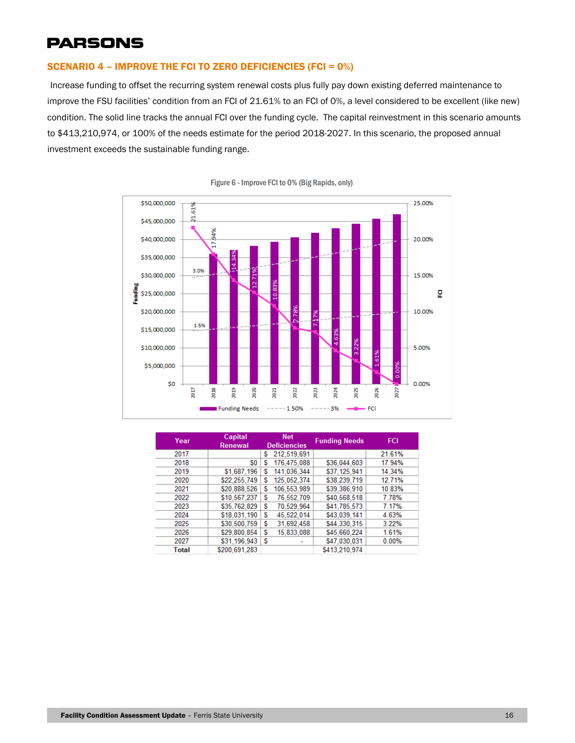## SCENARIO 4 – IMPROVE THE FCI TO ZERO DEFICIENCIES (FCI = 0%)

Increase funding to offset the recurring system renewal costs plus fully pay down existing deferred maintenance to improve the FSU facilities' condition from an FCI of 21.61% to an FCI of 0%, a level considered to be excellent (like new) condition. The solid line tracks the annual FCI over the funding cycle. The capital reinvestment in this scenario amounts to $413,210,974, or 100% of the needs estimate for the period 2018-2027. In this scenario, the proposed annual investment exceeds the sustainable funding range.

Figure 6 - Improve FCI to 0% (Big Rapids, only)

| Year | Capital Renewal | Net Deficiencies | Funding Needs | FCI |
|---|---|---|---|---|
| 2017 | | $ 212,519,691 | | 21.61% |
| 2018 | $0 | $ 176,475,088 | $36,044,603 | 17.94% |
| 2019 | $1,687,196 | $ 141,036,344 | $37,125,941 | 14.34% |
| 2020 | $22,255,749 | $ 125,052,374 | $38,239,719 | 12.71% |
| 2021 | $20,888,526 | $ 106,553,989 | $39,386,910 | 10.83% |
| 2022 | $10,567,237 | $ 76,552,709 | $40,568,518 | 7.78% |
| 2023 | $35,762,829 | $ 70,529,964 | $41,785,573 | 7.17% |
| 2024 | $18,031,190 | $ 45,522,014 | $43,039,141 | 4.63% |
| 2025 | $30,500,759 | $ 31,692,458 | $44,330,315 | 3.22% |
| 2026 | $29,800,854 | $ 15,833,088 | $45,660,224 | 1.61% |
| 2027 | $31,196,943 | $ - | $47,030,031 | 0.00% |
| **Total** | $200,691,283 | | $413,210,974 | |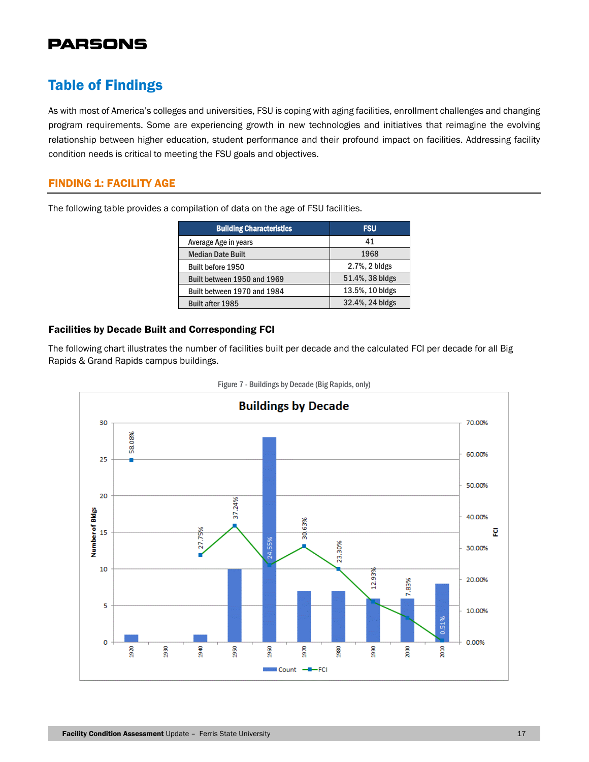# Table of Findings

As with most of America's colleges and universities, FSU is coping with aging facilities, enrollment challenges and changing program requirements. Some are experiencing growth in new technologies and initiatives that reimagine the evolving relationship between higher education, student performance and their profound impact on facilities. Addressing facility condition needs is critical to meeting the FSU goals and objectives.

## FINDING 1: FACILITY AGE

The following table provides a compilation of data on the age of FSU facilities.

| Building Characteristics | FSU |
|---|---|
| Average Age in years | 41 |
| Median Date Built | 1968 |
| Built before 1950 | 2.7%, 2 bldgs |
| Built between 1950 and 1969 | 51.4%, 38 bldgs |
| Built between 1970 and 1984 | 13.5%, 10 bldgs |
| Built after 1985 | 32.4%, 24 bldgs |

### Facilities by Decade Built and Corresponding FCI

The following chart illustrates the number of facilities built per decade and the calculated FCI per decade for all Big Rapids & Grand Rapids campus buildings.

Figure 7 - Buildings by Decade (Big Rapids, only)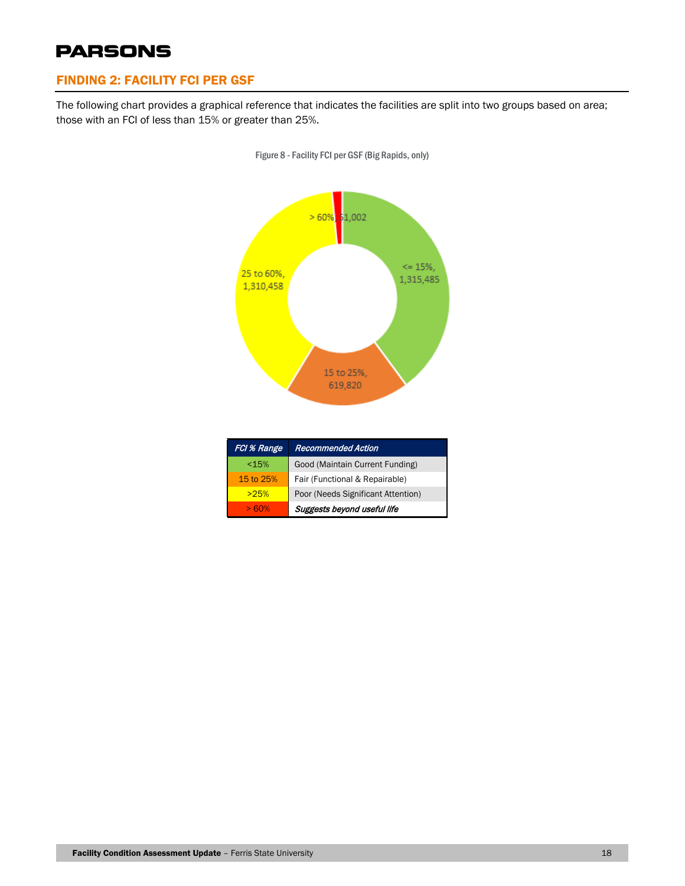## FINDING 2: FACILITY FCI PER GSF

The following chart provides a graphical reference that indicates the facilities are split into two groups based on area; those with an FCI of less than 15% or greater than 25%.

Figure 8 - Facility FCI per GSF (Big Rapids, only)

> 60%, 51,002

<= 15%, 1,315,485

15 to 25%, 619,820

25 to 60%, 1,310,458

| FCI % Range | Recommended Action |
|---|---|
| <15% | Good (Maintain Current Funding) |
| 15 to 25% | Fair (Functional & Repairable) |
| >25% | Poor (Needs Significant Attention) |
| > 60% | *Suggests beyond useful life* |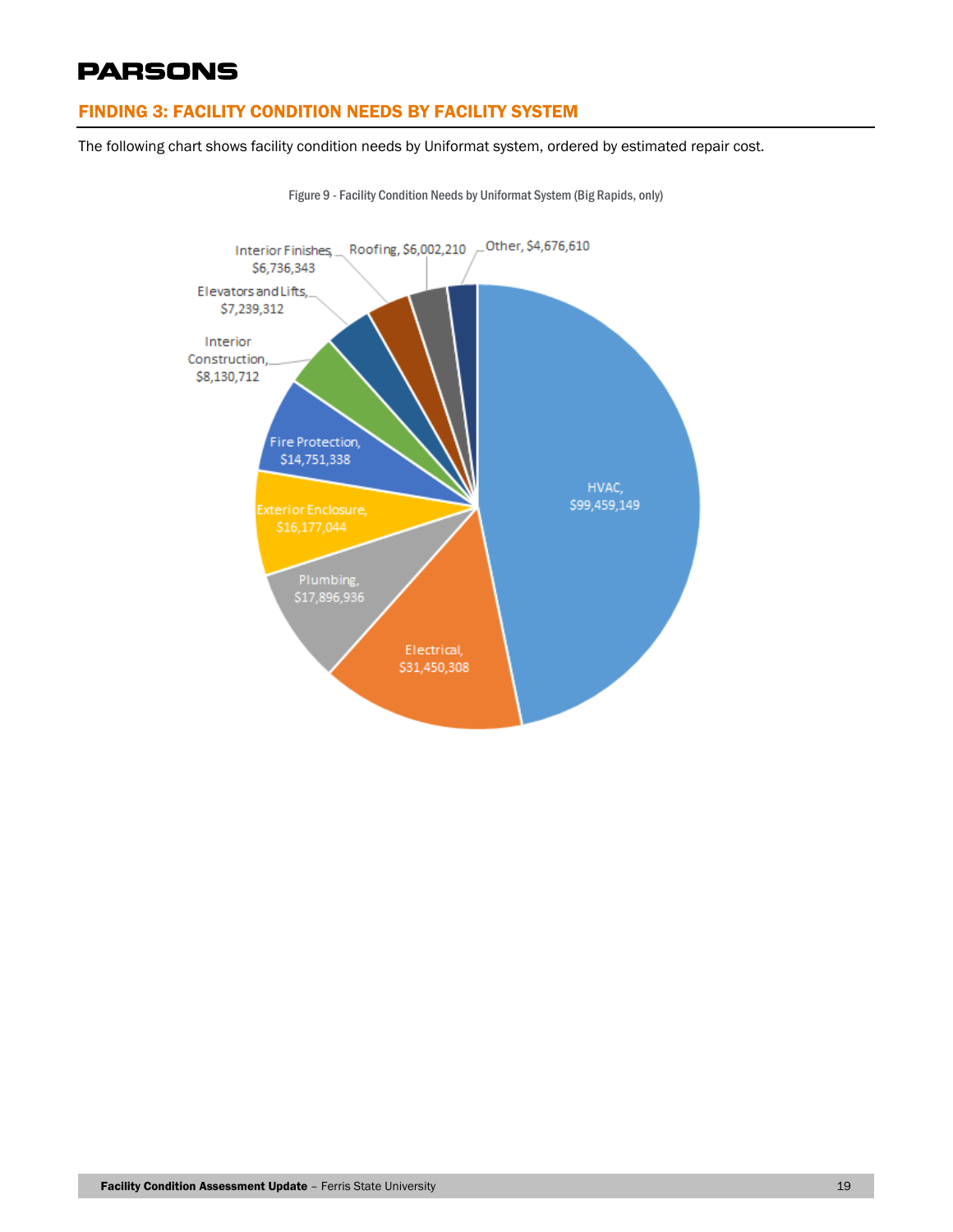## FINDING 3: FACILITY CONDITION NEEDS BY FACILITY SYSTEM

The following chart shows facility condition needs by Uniformat system, ordered by estimated repair cost.

Figure 9 - Facility Condition Needs by Uniformat System (Big Rapids, only)

| System | Estimated Repair Cost |
|---|---|
| HVAC | $99,459,149 |
| Electrical | $31,450,308 |
| Plumbing | $17,896,936 |
| Exterior Enclosure | $16,177,044 |
| Fire Protection | $14,751,338 |
| Interior Construction | $8,130,712 |
| Elevators and Lifts | $7,239,312 |
| Interior Finishes | $6,736,343 |
| Roofing | $6,002,210 |
| Other | $4,676,610 |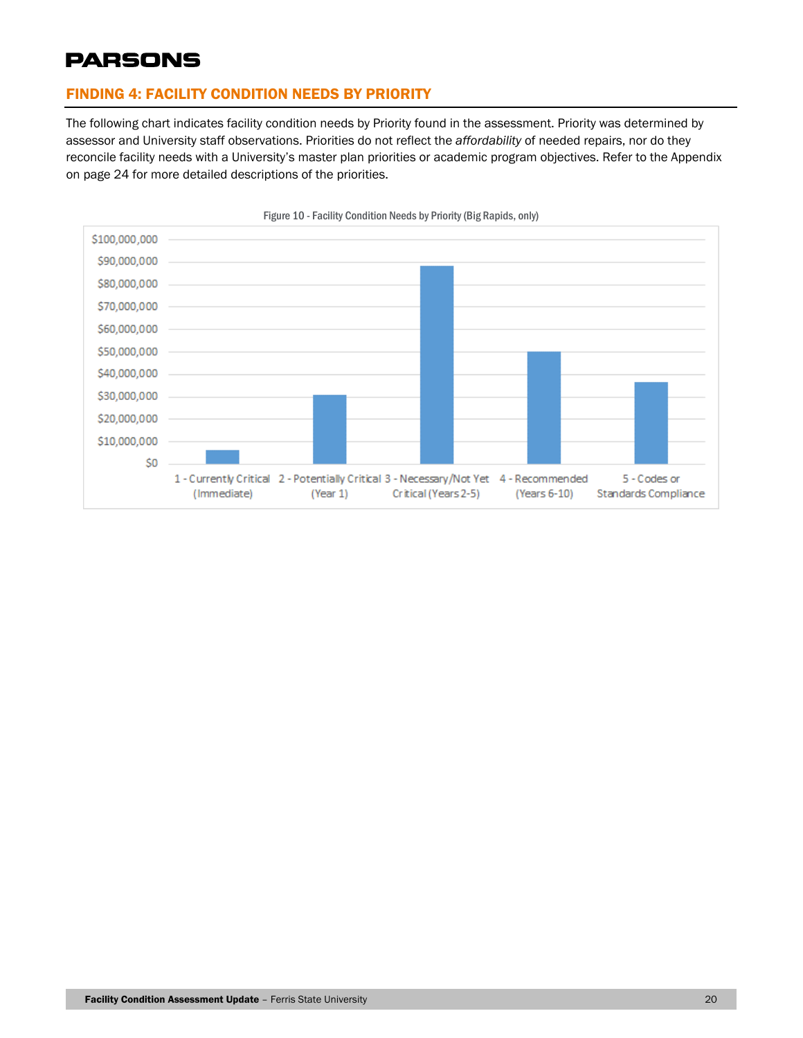## FINDING 4: FACILITY CONDITION NEEDS BY PRIORITY

The following chart indicates facility condition needs by Priority found in the assessment. Priority was determined by assessor and University staff observations. Priorities do not reflect the *affordability* of needed repairs, nor do they reconcile facility needs with a University's master plan priorities or academic program objectives. Refer to the Appendix on page 24 for more detailed descriptions of the priorities.

Figure 10 - Facility Condition Needs by Priority (Big Rapids, only)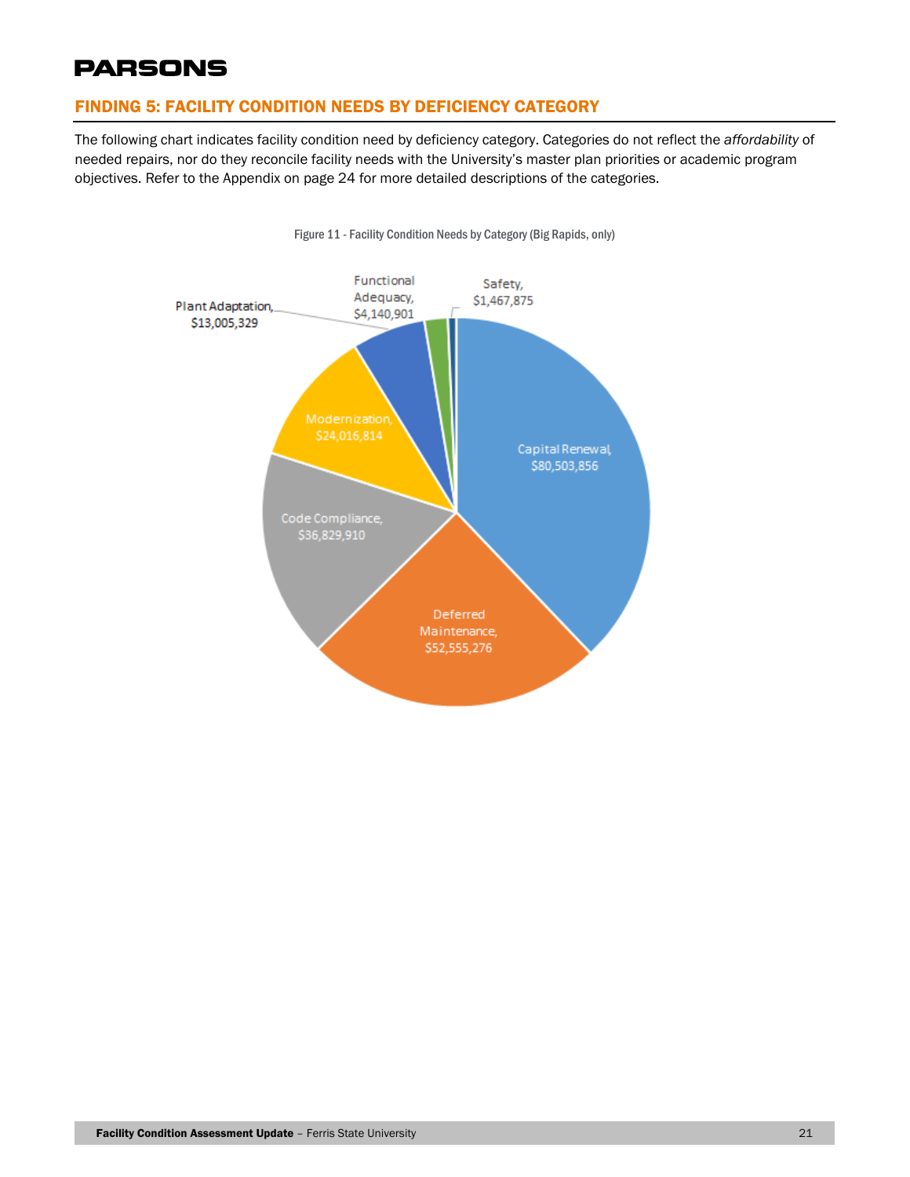## FINDING 5: FACILITY CONDITION NEEDS BY DEFICIENCY CATEGORY

The following chart indicates facility condition need by deficiency category. Categories do not reflect the *affordability* of needed repairs, nor do they reconcile facility needs with the University's master plan priorities or academic program objectives. Refer to the Appendix on page 24 for more detailed descriptions of the categories.

Figure 11 - Facility Condition Needs by Category (Big Rapids, only)

| Category | Need |
|---|---|
| Capital Renewal | $80,503,856 |
| Deferred Maintenance | $52,555,276 |
| Code Compliance | $36,829,910 |
| Modernization | $24,016,814 |
| Plant Adaptation | $13,005,329 |
| Functional Adequacy | $4,140,901 |
| Safety | $1,467,875 |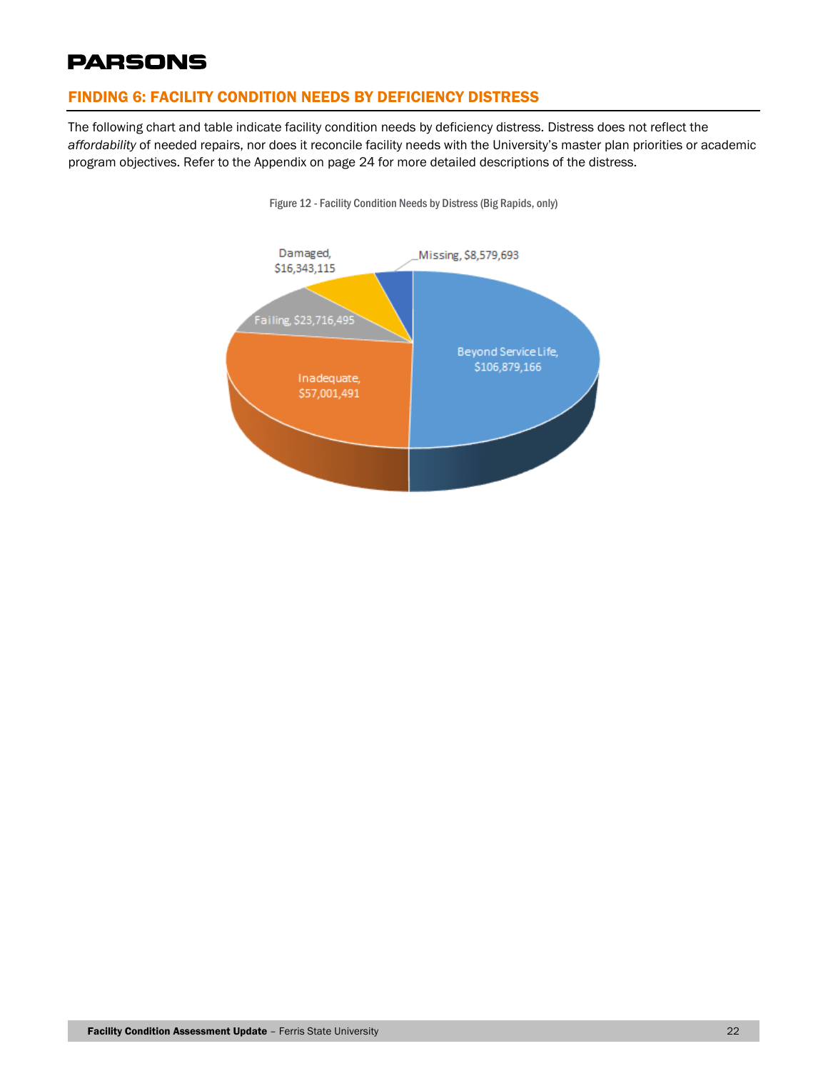## FINDING 6: FACILITY CONDITION NEEDS BY DEFICIENCY DISTRESS

The following chart and table indicate facility condition needs by deficiency distress. Distress does not reflect the *affordability* of needed repairs, nor does it reconcile facility needs with the University's master plan priorities or academic program objectives. Refer to the Appendix on page 24 for more detailed descriptions of the distress.

Figure 12 - Facility Condition Needs by Distress (Big Rapids, only)

Damaged, $16,343,115

Missing, $8,579,693

Failing, $23,716,495

Beyond Service Life, $106,879,166

Inadequate, $57,001,491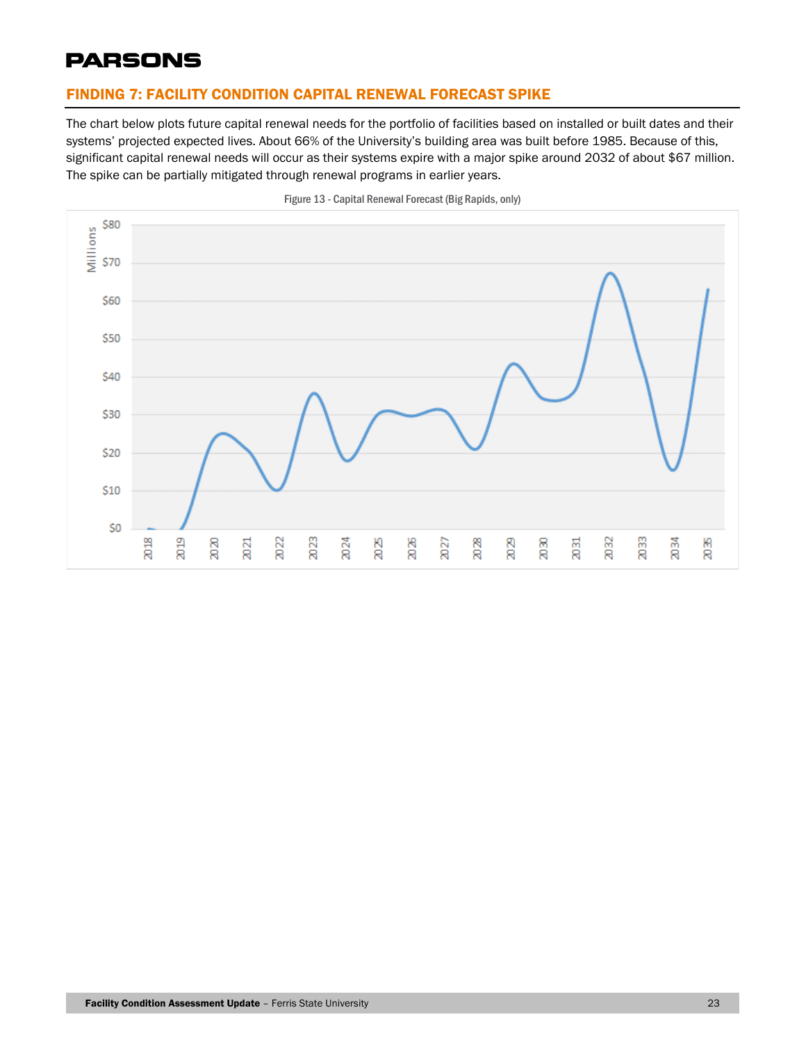## FINDING 7: FACILITY CONDITION CAPITAL RENEWAL FORECAST SPIKE

The chart below plots future capital renewal needs for the portfolio of facilities based on installed or built dates and their systems' projected expected lives. About 66% of the University's building area was built before 1985. Because of this, significant capital renewal needs will occur as their systems expire with a major spike around 2032 of about $67 million. The spike can be partially mitigated through renewal programs in earlier years.

Figure 13 - Capital Renewal Forecast (Big Rapids, only)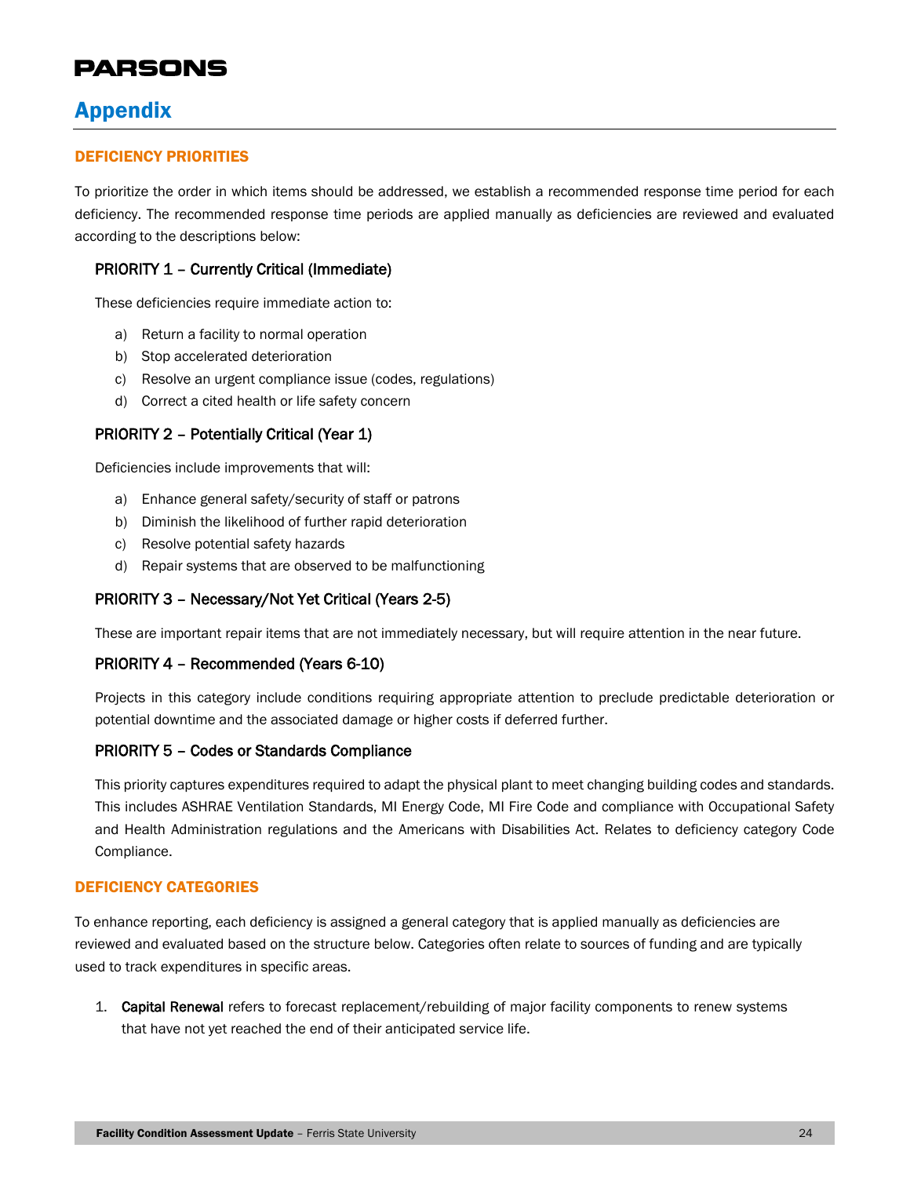# Appendix

## DEFICIENCY PRIORITIES

To prioritize the order in which items should be addressed, we establish a recommended response time period for each deficiency. The recommended response time periods are applied manually as deficiencies are reviewed and evaluated according to the descriptions below:

### PRIORITY 1 – Currently Critical (Immediate)

These deficiencies require immediate action to:

a) Return a facility to normal operation
b) Stop accelerated deterioration
c) Resolve an urgent compliance issue (codes, regulations)
d) Correct a cited health or life safety concern

### PRIORITY 2 – Potentially Critical (Year 1)

Deficiencies include improvements that will:

a) Enhance general safety/security of staff or patrons
b) Diminish the likelihood of further rapid deterioration
c) Resolve potential safety hazards
d) Repair systems that are observed to be malfunctioning

### PRIORITY 3 – Necessary/Not Yet Critical (Years 2-5)

These are important repair items that are not immediately necessary, but will require attention in the near future.

### PRIORITY 4 – Recommended (Years 6-10)

Projects in this category include conditions requiring appropriate attention to preclude predictable deterioration or potential downtime and the associated damage or higher costs if deferred further.

### PRIORITY 5 – Codes or Standards Compliance

This priority captures expenditures required to adapt the physical plant to meet changing building codes and standards. This includes ASHRAE Ventilation Standards, MI Energy Code, MI Fire Code and compliance with Occupational Safety and Health Administration regulations and the Americans with Disabilities Act. Relates to deficiency category Code Compliance.

## DEFICIENCY CATEGORIES

To enhance reporting, each deficiency is assigned a general category that is applied manually as deficiencies are reviewed and evaluated based on the structure below. Categories often relate to sources of funding and are typically used to track expenditures in specific areas.

1. **Capital Renewal** refers to forecast replacement/rebuilding of major facility components to renew systems that have not yet reached the end of their anticipated service life.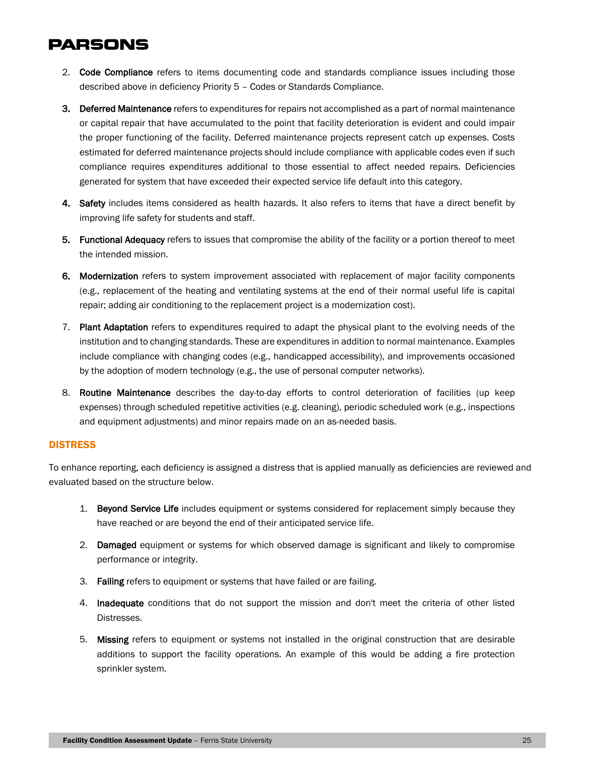2. **Code Compliance** refers to items documenting code and standards compliance issues including those described above in deficiency Priority 5 – Codes or Standards Compliance.

3. **Deferred Maintenance** refers to expenditures for repairs not accomplished as a part of normal maintenance or capital repair that have accumulated to the point that facility deterioration is evident and could impair the proper functioning of the facility. Deferred maintenance projects represent catch up expenses. Costs estimated for deferred maintenance projects should include compliance with applicable codes even if such compliance requires expenditures additional to those essential to affect needed repairs. Deficiencies generated for system that have exceeded their expected service life default into this category.

4. **Safety** includes items considered as health hazards. It also refers to items that have a direct benefit by improving life safety for students and staff.

5. **Functional Adequacy** refers to issues that compromise the ability of the facility or a portion thereof to meet the intended mission.

6. **Modernization** refers to system improvement associated with replacement of major facility components (e.g., replacement of the heating and ventilating systems at the end of their normal useful life is capital repair; adding air conditioning to the replacement project is a modernization cost).

7. **Plant Adaptation** refers to expenditures required to adapt the physical plant to the evolving needs of the institution and to changing standards. These are expenditures in addition to normal maintenance. Examples include compliance with changing codes (e.g., handicapped accessibility), and improvements occasioned by the adoption of modern technology (e.g., the use of personal computer networks).

8. **Routine Maintenance** describes the day-to-day efforts to control deterioration of facilities (up keep expenses) through scheduled repetitive activities (e.g. cleaning), periodic scheduled work (e.g., inspections and equipment adjustments) and minor repairs made on an as-needed basis.

## DISTRESS

To enhance reporting, each deficiency is assigned a distress that is applied manually as deficiencies are reviewed and evaluated based on the structure below.

1. **Beyond Service Life** includes equipment or systems considered for replacement simply because they have reached or are beyond the end of their anticipated service life.

2. **Damaged** equipment or systems for which observed damage is significant and likely to compromise performance or integrity.

3. **Failing** refers to equipment or systems that have failed or are failing.

4. **Inadequate** conditions that do not support the mission and don't meet the criteria of other listed Distresses.

5. **Missing** refers to equipment or systems not installed in the original construction that are desirable additions to support the facility operations. An example of this would be adding a fire protection sprinkler system.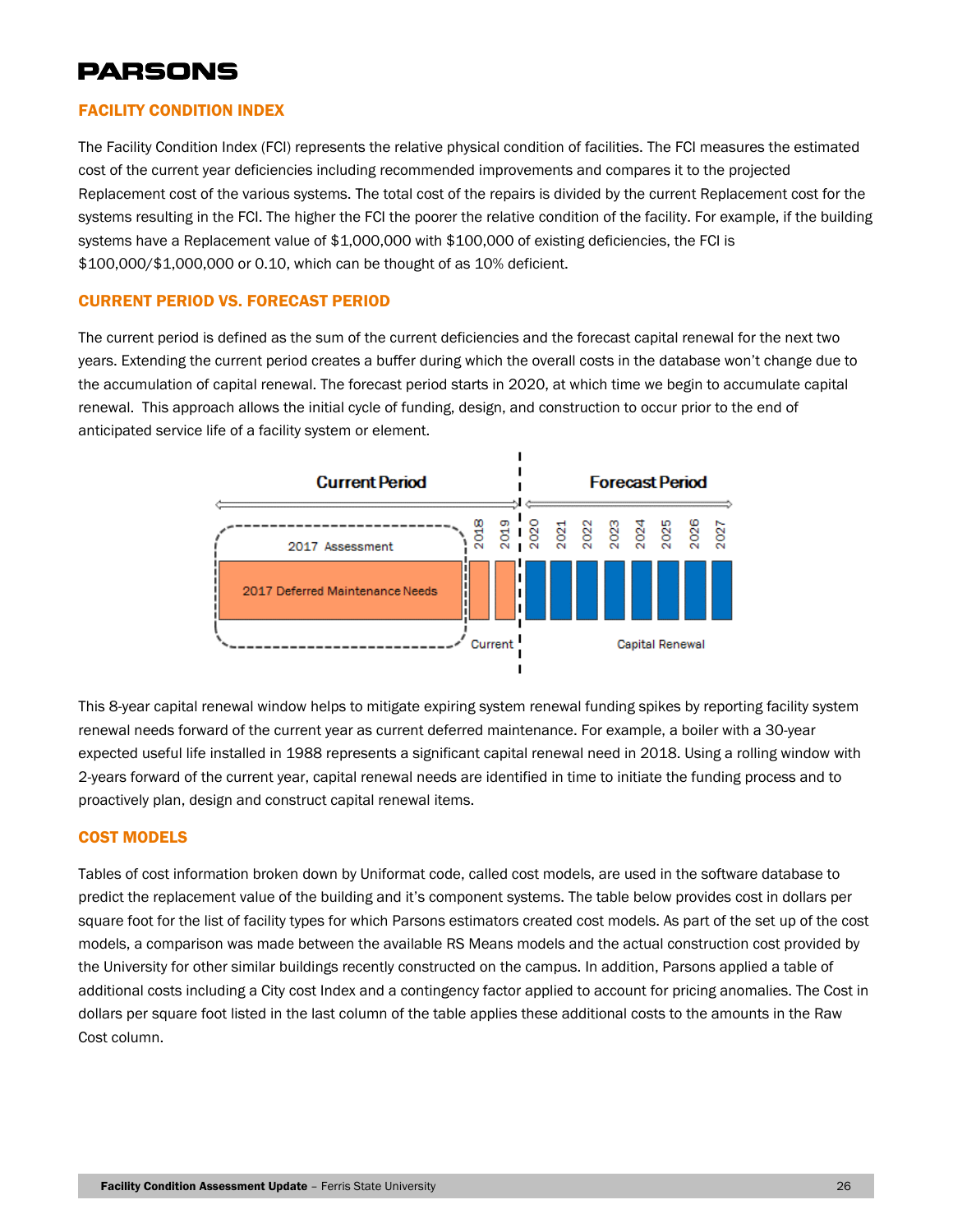## FACILITY CONDITION INDEX

The Facility Condition Index (FCI) represents the relative physical condition of facilities. The FCI measures the estimated cost of the current year deficiencies including recommended improvements and compares it to the projected Replacement cost of the various systems. The total cost of the repairs is divided by the current Replacement cost for the systems resulting in the FCI. The higher the FCI the poorer the relative condition of the facility. For example, if the building systems have a Replacement value of $1,000,000 with $100,000 of existing deficiencies, the FCI is $100,000/$1,000,000 or 0.10, which can be thought of as 10% deficient.

## CURRENT PERIOD VS. FORECAST PERIOD

The current period is defined as the sum of the current deficiencies and the forecast capital renewal for the next two years. Extending the current period creates a buffer during which the overall costs in the database won't change due to the accumulation of capital renewal. The forecast period starts in 2020, at which time we begin to accumulate capital renewal. This approach allows the initial cycle of funding, design, and construction to occur prior to the end of anticipated service life of a facility system or element.

Current Period | Forecast Period

2017 Assessment — 2017 Deferred Maintenance Needs | 2018 | 2019 (Current) | 2020 | 2021 | 2022 | 2023 | 2024 | 2025 | 2026 | 2027 (Capital Renewal)

This 8-year capital renewal window helps to mitigate expiring system renewal funding spikes by reporting facility system renewal needs forward of the current year as current deferred maintenance. For example, a boiler with a 30-year expected useful life installed in 1988 represents a significant capital renewal need in 2018. Using a rolling window with 2-years forward of the current year, capital renewal needs are identified in time to initiate the funding process and to proactively plan, design and construct capital renewal items.

## COST MODELS

Tables of cost information broken down by Uniformat code, called cost models, are used in the software database to predict the replacement value of the building and it's component systems. The table below provides cost in dollars per square foot for the list of facility types for which Parsons estimators created cost models. As part of the set up of the cost models, a comparison was made between the available RS Means models and the actual construction cost provided by the University for other similar buildings recently constructed on the campus. In addition, Parsons applied a table of additional costs including a City cost Index and a contingency factor applied to account for pricing anomalies. The Cost in dollars per square foot listed in the last column of the table applies these additional costs to the amounts in the Raw Cost column.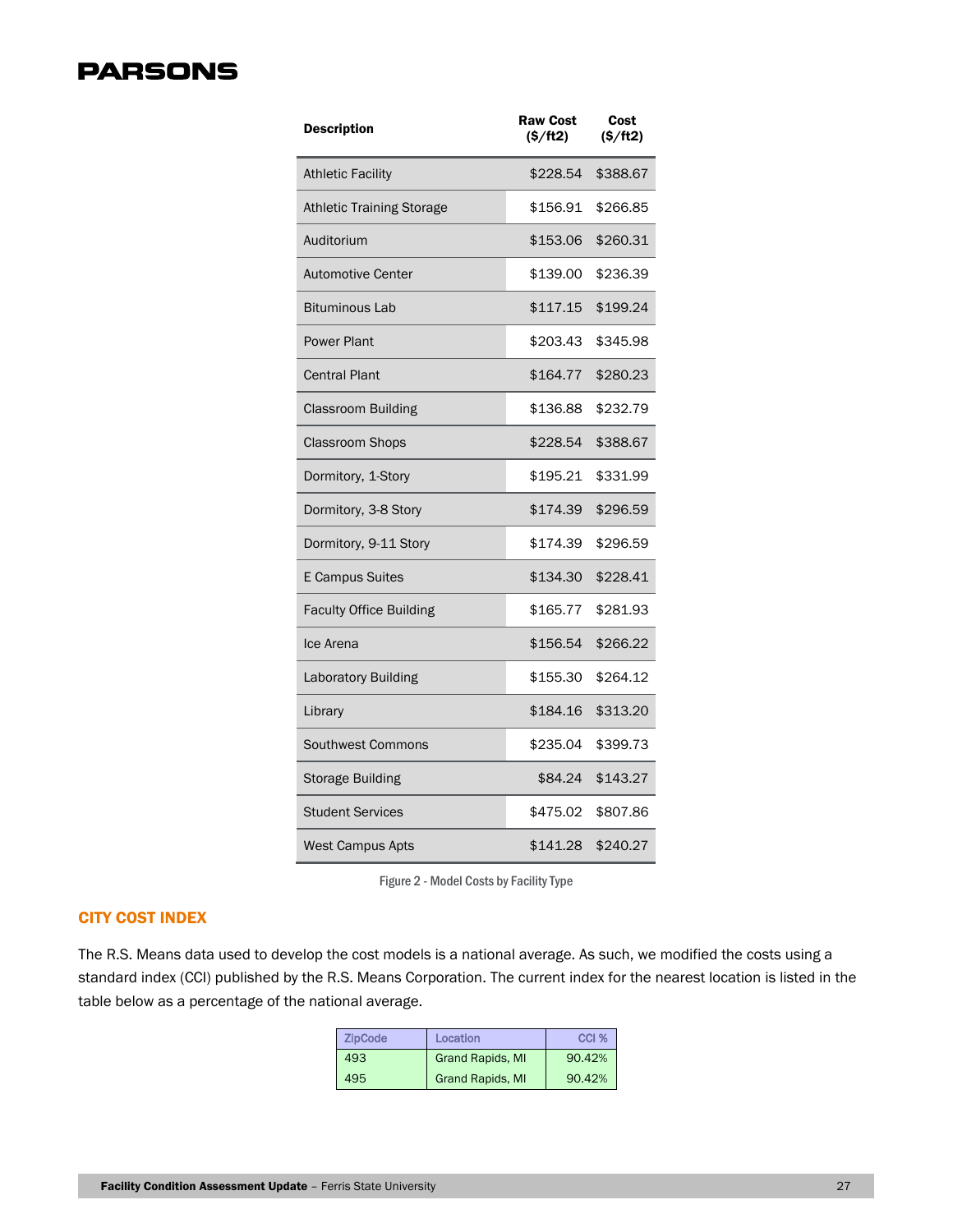| Description | Raw Cost ($/ft2) | Cost ($/ft2) |
|---|---|---|
| Athletic Facility | $228.54 | $388.67 |
| Athletic Training Storage | $156.91 | $266.85 |
| Auditorium | $153.06 | $260.31 |
| Automotive Center | $139.00 | $236.39 |
| Bituminous Lab | $117.15 | $199.24 |
| Power Plant | $203.43 | $345.98 |
| Central Plant | $164.77 | $280.23 |
| Classroom Building | $136.88 | $232.79 |
| Classroom Shops | $228.54 | $388.67 |
| Dormitory, 1-Story | $195.21 | $331.99 |
| Dormitory, 3-8 Story | $174.39 | $296.59 |
| Dormitory, 9-11 Story | $174.39 | $296.59 |
| E Campus Suites | $134.30 | $228.41 |
| Faculty Office Building | $165.77 | $281.93 |
| Ice Arena | $156.54 | $266.22 |
| Laboratory Building | $155.30 | $264.12 |
| Library | $184.16 | $313.20 |
| Southwest Commons | $235.04 | $399.73 |
| Storage Building | $84.24 | $143.27 |
| Student Services | $475.02 | $807.86 |
| West Campus Apts | $141.28 | $240.27 |

Figure 2 - Model Costs by Facility Type

## CITY COST INDEX

The R.S. Means data used to develop the cost models is a national average. As such, we modified the costs using a standard index (CCI) published by the R.S. Means Corporation. The current index for the nearest location is listed in the table below as a percentage of the national average.

| ZipCode | Location | CCI % |
|---|---|---|
| 493 | Grand Rapids, MI | 90.42% |
| 495 | Grand Rapids, MI | 90.42% |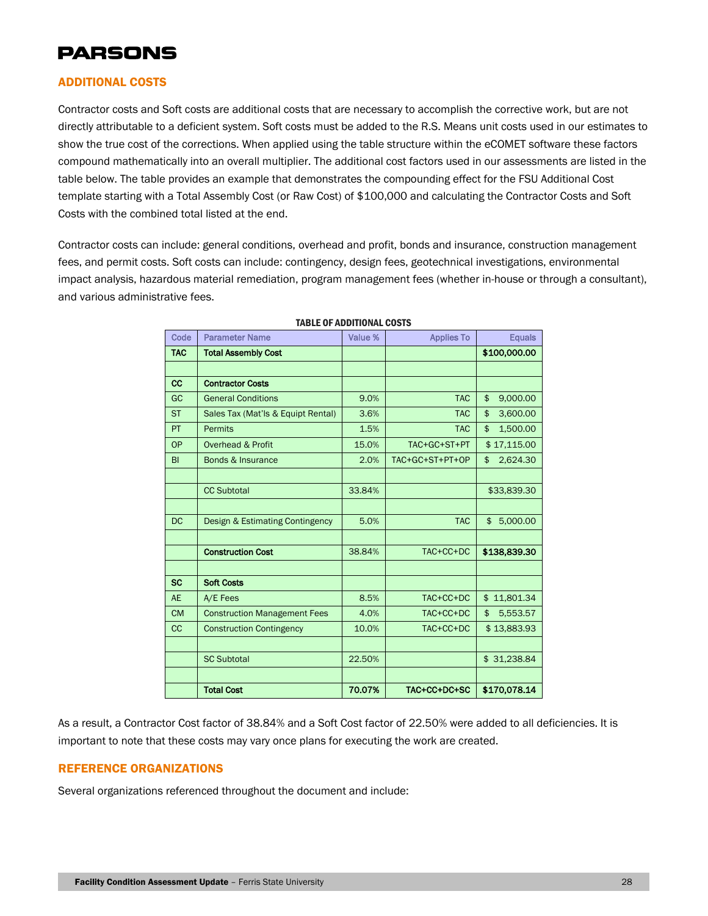## ADDITIONAL COSTS

Contractor costs and Soft costs are additional costs that are necessary to accomplish the corrective work, but are not directly attributable to a deficient system. Soft costs must be added to the R.S. Means unit costs used in our estimates to show the true cost of the corrections. When applied using the table structure within the eCOMET software these factors compound mathematically into an overall multiplier. The additional cost factors used in our assessments are listed in the table below. The table provides an example that demonstrates the compounding effect for the FSU Additional Cost template starting with a Total Assembly Cost (or Raw Cost) of $100,000 and calculating the Contractor Costs and Soft Costs with the combined total listed at the end.

Contractor costs can include: general conditions, overhead and profit, bonds and insurance, construction management fees, and permit costs. Soft costs can include: contingency, design fees, geotechnical investigations, environmental impact analysis, hazardous material remediation, program management fees (whether in-house or through a consultant), and various administrative fees.

**TABLE OF ADDITIONAL COSTS**

| Code | Parameter Name | Value % | Applies To | Equals |
|---|---|---|---|---|
| **TAC** | **Total Assembly Cost** | | | **$100,000.00** |
| | | | | |
| **CC** | **Contractor Costs** | | | |
| GC | General Conditions | 9.0% | TAC | $ 9,000.00 |
| ST | Sales Tax (Mat'ls & Equipt Rental) | 3.6% | TAC | $ 3,600.00 |
| PT | Permits | 1.5% | TAC | $ 1,500.00 |
| OP | Overhead & Profit | 15.0% | TAC+GC+ST+PT | $ 17,115.00 |
| BI | Bonds & Insurance | 2.0% | TAC+GC+ST+PT+OP | $ 2,624.30 |
| | | | | |
| | CC Subtotal | 33.84% | | $33,839.30 |
| | | | | |
| DC | Design & Estimating Contingency | 5.0% | TAC | $ 5,000.00 |
| | | | | |
| | **Construction Cost** | 38.84% | TAC+CC+DC | **$138,839.30** |
| | | | | |
| **SC** | **Soft Costs** | | | |
| AE | A/E Fees | 8.5% | TAC+CC+DC | $ 11,801.34 |
| CM | Construction Management Fees | 4.0% | TAC+CC+DC | $ 5,553.57 |
| CC | Construction Contingency | 10.0% | TAC+CC+DC | $ 13,883.93 |
| | | | | |
| | SC Subtotal | 22.50% | | $ 31,238.84 |
| | | | | |
| | **Total Cost** | **70.07%** | **TAC+CC+DC+SC** | **$170,078.14** |

As a result, a Contractor Cost factor of 38.84% and a Soft Cost factor of 22.50% were added to all deficiencies. It is important to note that these costs may vary once plans for executing the work are created.

## REFERENCE ORGANIZATIONS

Several organizations referenced throughout the document and include: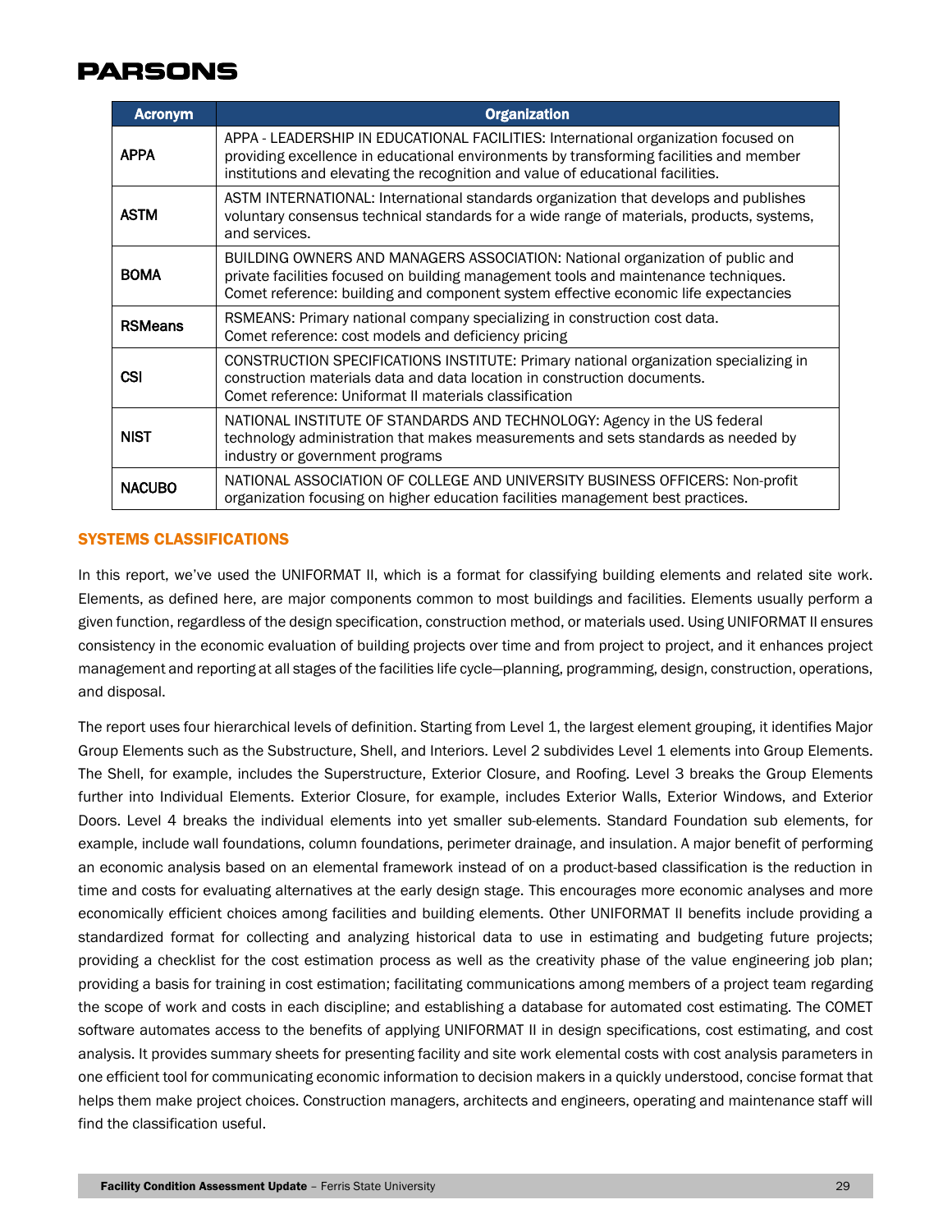| Acronym | Organization |
|---|---|
| **APPA** | APPA - LEADERSHIP IN EDUCATIONAL FACILITIES: International organization focused on providing excellence in educational environments by transforming facilities and member institutions and elevating the recognition and value of educational facilities. |
| **ASTM** | ASTM INTERNATIONAL: International standards organization that develops and publishes voluntary consensus technical standards for a wide range of materials, products, systems, and services. |
| **BOMA** | BUILDING OWNERS AND MANAGERS ASSOCIATION: National organization of public and private facilities focused on building management tools and maintenance techniques. Comet reference: building and component system effective economic life expectancies |
| **RSMeans** | RSMEANS: Primary national company specializing in construction cost data. Comet reference: cost models and deficiency pricing |
| **CSI** | CONSTRUCTION SPECIFICATIONS INSTITUTE: Primary national organization specializing in construction materials data and data location in construction documents. Comet reference: Uniformat II materials classification |
| **NIST** | NATIONAL INSTITUTE OF STANDARDS AND TECHNOLOGY: Agency in the US federal technology administration that makes measurements and sets standards as needed by industry or government programs |
| **NACUBO** | NATIONAL ASSOCIATION OF COLLEGE AND UNIVERSITY BUSINESS OFFICERS: Non-profit organization focusing on higher education facilities management best practices. |

## SYSTEMS CLASSIFICATIONS

In this report, we've used the UNIFORMAT II, which is a format for classifying building elements and related site work. Elements, as defined here, are major components common to most buildings and facilities. Elements usually perform a given function, regardless of the design specification, construction method, or materials used. Using UNIFORMAT II ensures consistency in the economic evaluation of building projects over time and from project to project, and it enhances project management and reporting at all stages of the facilities life cycle—planning, programming, design, construction, operations, and disposal.

The report uses four hierarchical levels of definition. Starting from Level 1, the largest element grouping, it identifies Major Group Elements such as the Substructure, Shell, and Interiors. Level 2 subdivides Level 1 elements into Group Elements. The Shell, for example, includes the Superstructure, Exterior Closure, and Roofing. Level 3 breaks the Group Elements further into Individual Elements. Exterior Closure, for example, includes Exterior Walls, Exterior Windows, and Exterior Doors. Level 4 breaks the individual elements into yet smaller sub-elements. Standard Foundation sub elements, for example, include wall foundations, column foundations, perimeter drainage, and insulation. A major benefit of performing an economic analysis based on an elemental framework instead of on a product-based classification is the reduction in time and costs for evaluating alternatives at the early design stage. This encourages more economic analyses and more economically efficient choices among facilities and building elements. Other UNIFORMAT II benefits include providing a standardized format for collecting and analyzing historical data to use in estimating and budgeting future projects; providing a checklist for the cost estimation process as well as the creativity phase of the value engineering job plan; providing a basis for training in cost estimation; facilitating communications among members of a project team regarding the scope of work and costs in each discipline; and establishing a database for automated cost estimating. The COMET software automates access to the benefits of applying UNIFORMAT II in design specifications, cost estimating, and cost analysis. It provides summary sheets for presenting facility and site work elemental costs with cost analysis parameters in one efficient tool for communicating economic information to decision makers in a quickly understood, concise format that helps them make project choices. Construction managers, architects and engineers, operating and maintenance staff will find the classification useful.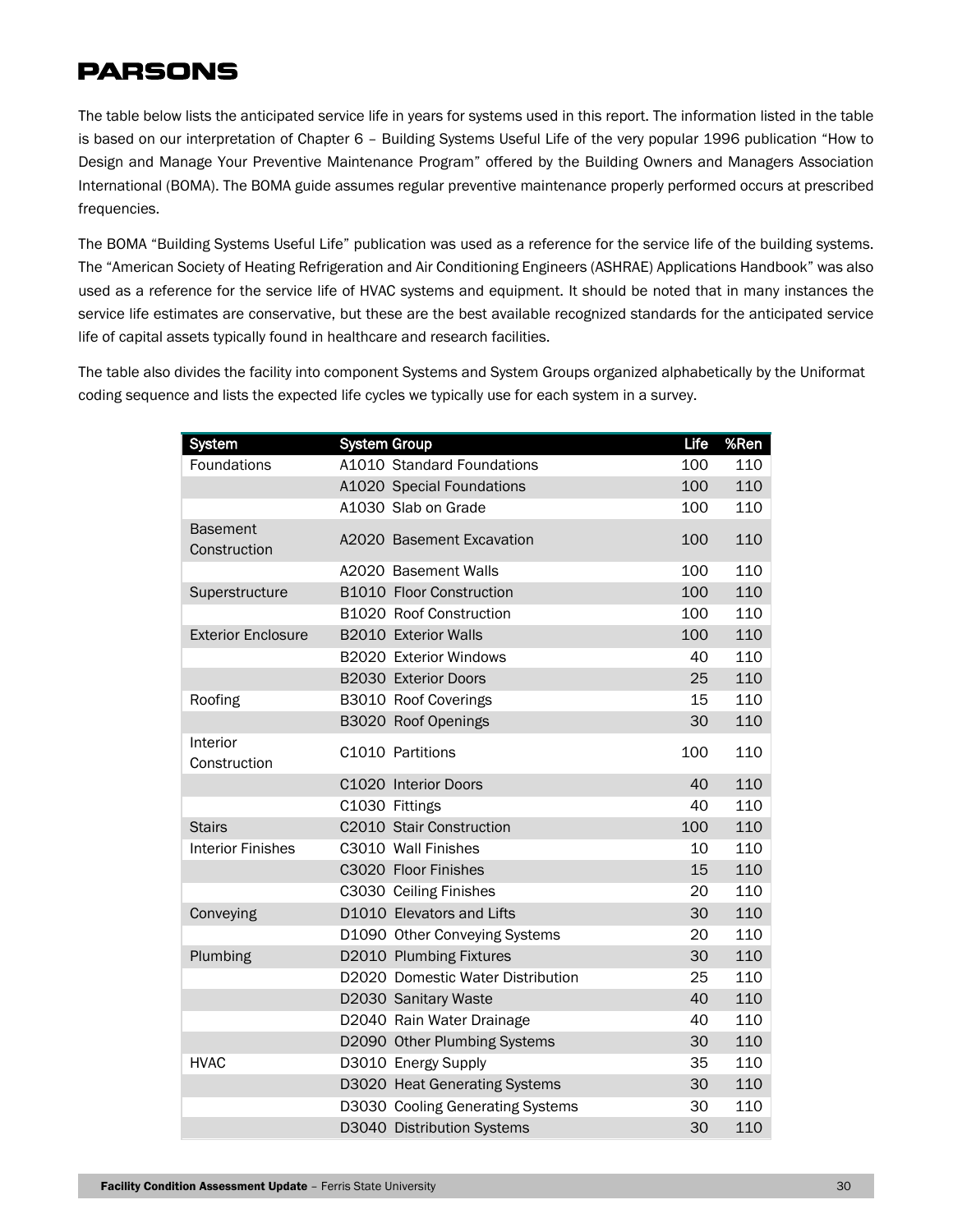The table below lists the anticipated service life in years for systems used in this report. The information listed in the table is based on our interpretation of Chapter 6 – Building Systems Useful Life of the very popular 1996 publication "How to Design and Manage Your Preventive Maintenance Program" offered by the Building Owners and Managers Association International (BOMA). The BOMA guide assumes regular preventive maintenance properly performed occurs at prescribed frequencies.

The BOMA "Building Systems Useful Life" publication was used as a reference for the service life of the building systems. The "American Society of Heating Refrigeration and Air Conditioning Engineers (ASHRAE) Applications Handbook" was also used as a reference for the service life of HVAC systems and equipment. It should be noted that in many instances the service life estimates are conservative, but these are the best available recognized standards for the anticipated service life of capital assets typically found in healthcare and research facilities.

The table also divides the facility into component Systems and System Groups organized alphabetically by the Uniformat coding sequence and lists the expected life cycles we typically use for each system in a survey.

| System | System Group | Life | %Ren |
|---|---|---|---|
| Foundations | A1010 Standard Foundations | 100 | 110 |
| | A1020 Special Foundations | 100 | 110 |
| | A1030 Slab on Grade | 100 | 110 |
| Basement Construction | A2020 Basement Excavation | 100 | 110 |
| | A2020 Basement Walls | 100 | 110 |
| Superstructure | B1010 Floor Construction | 100 | 110 |
| | B1020 Roof Construction | 100 | 110 |
| Exterior Enclosure | B2010 Exterior Walls | 100 | 110 |
| | B2020 Exterior Windows | 40 | 110 |
| | B2030 Exterior Doors | 25 | 110 |
| Roofing | B3010 Roof Coverings | 15 | 110 |
| | B3020 Roof Openings | 30 | 110 |
| Interior Construction | C1010 Partitions | 100 | 110 |
| | C1020 Interior Doors | 40 | 110 |
| | C1030 Fittings | 40 | 110 |
| Stairs | C2010 Stair Construction | 100 | 110 |
| Interior Finishes | C3010 Wall Finishes | 10 | 110 |
| | C3020 Floor Finishes | 15 | 110 |
| | C3030 Ceiling Finishes | 20 | 110 |
| Conveying | D1010 Elevators and Lifts | 30 | 110 |
| | D1090 Other Conveying Systems | 20 | 110 |
| Plumbing | D2010 Plumbing Fixtures | 30 | 110 |
| | D2020 Domestic Water Distribution | 25 | 110 |
| | D2030 Sanitary Waste | 40 | 110 |
| | D2040 Rain Water Drainage | 40 | 110 |
| | D2090 Other Plumbing Systems | 30 | 110 |
| HVAC | D3010 Energy Supply | 35 | 110 |
| | D3020 Heat Generating Systems | 30 | 110 |
| | D3030 Cooling Generating Systems | 30 | 110 |
| | D3040 Distribution Systems | 30 | 110 |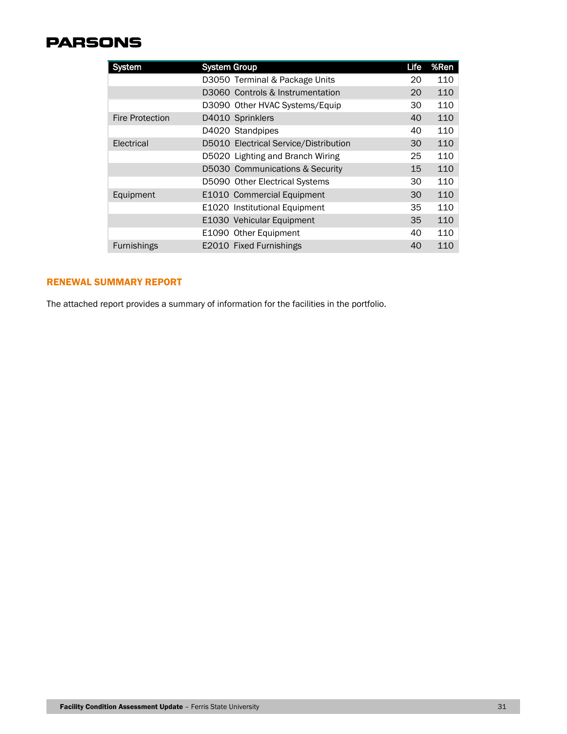| System | System Group | Life | %Ren |
|---|---|---|---|
| | D3050 Terminal & Package Units | 20 | 110 |
| | D3060 Controls & Instrumentation | 20 | 110 |
| | D3090 Other HVAC Systems/Equip | 30 | 110 |
| Fire Protection | D4010 Sprinklers | 40 | 110 |
| | D4020 Standpipes | 40 | 110 |
| Electrical | D5010 Electrical Service/Distribution | 30 | 110 |
| | D5020 Lighting and Branch Wiring | 25 | 110 |
| | D5030 Communications & Security | 15 | 110 |
| | D5090 Other Electrical Systems | 30 | 110 |
| Equipment | E1010 Commercial Equipment | 30 | 110 |
| | E1020 Institutional Equipment | 35 | 110 |
| | E1030 Vehicular Equipment | 35 | 110 |
| | E1090 Other Equipment | 40 | 110 |
| Furnishings | E2010 Fixed Furnishings | 40 | 110 |

## RENEWAL SUMMARY REPORT

The attached report provides a summary of information for the facilities in the portfolio.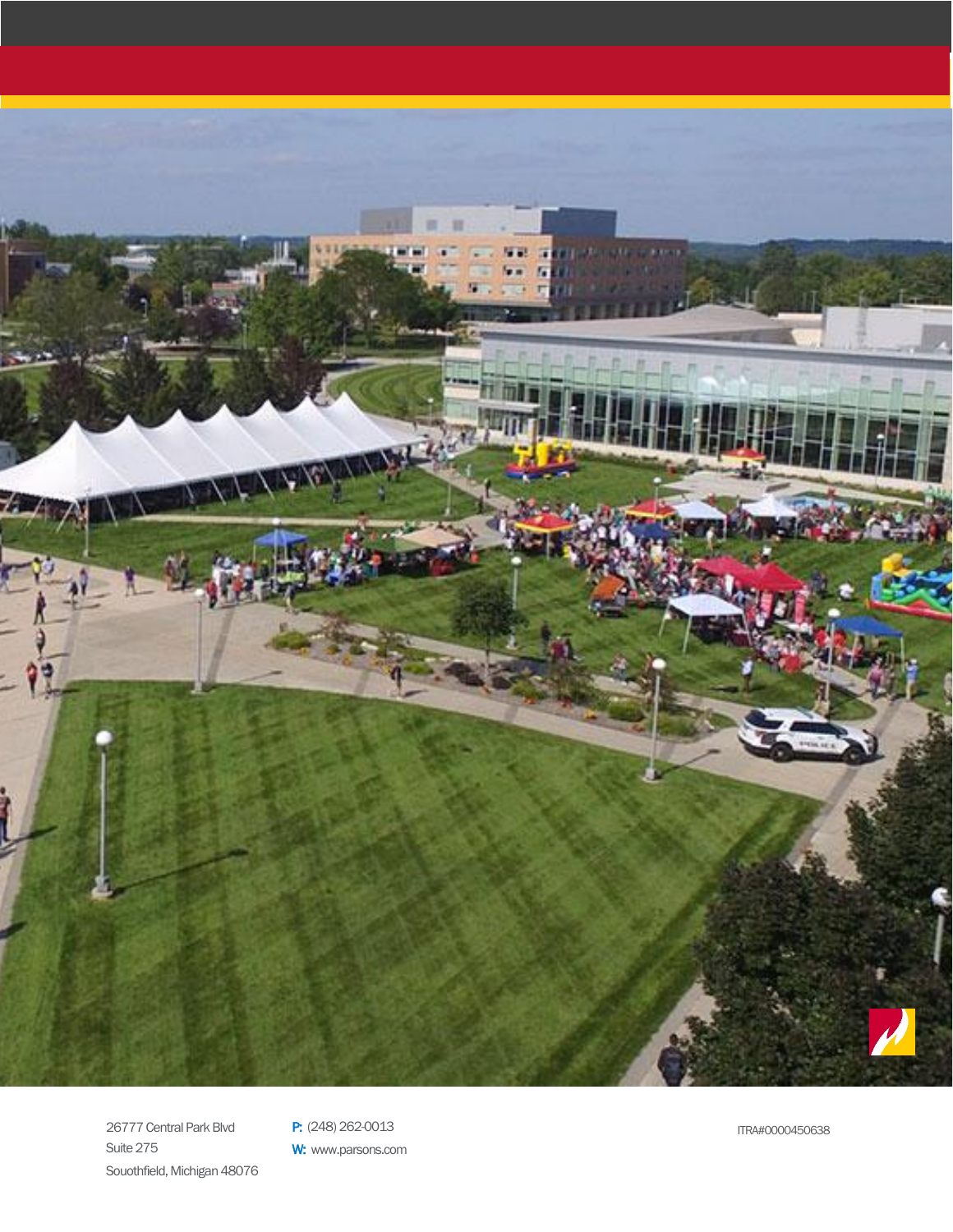26777 Central Park Blvd
Suite 275
Souothfield, Michigan 48076

P: (248) 262-0013
W: www.parsons.com

ITRA#0000450638